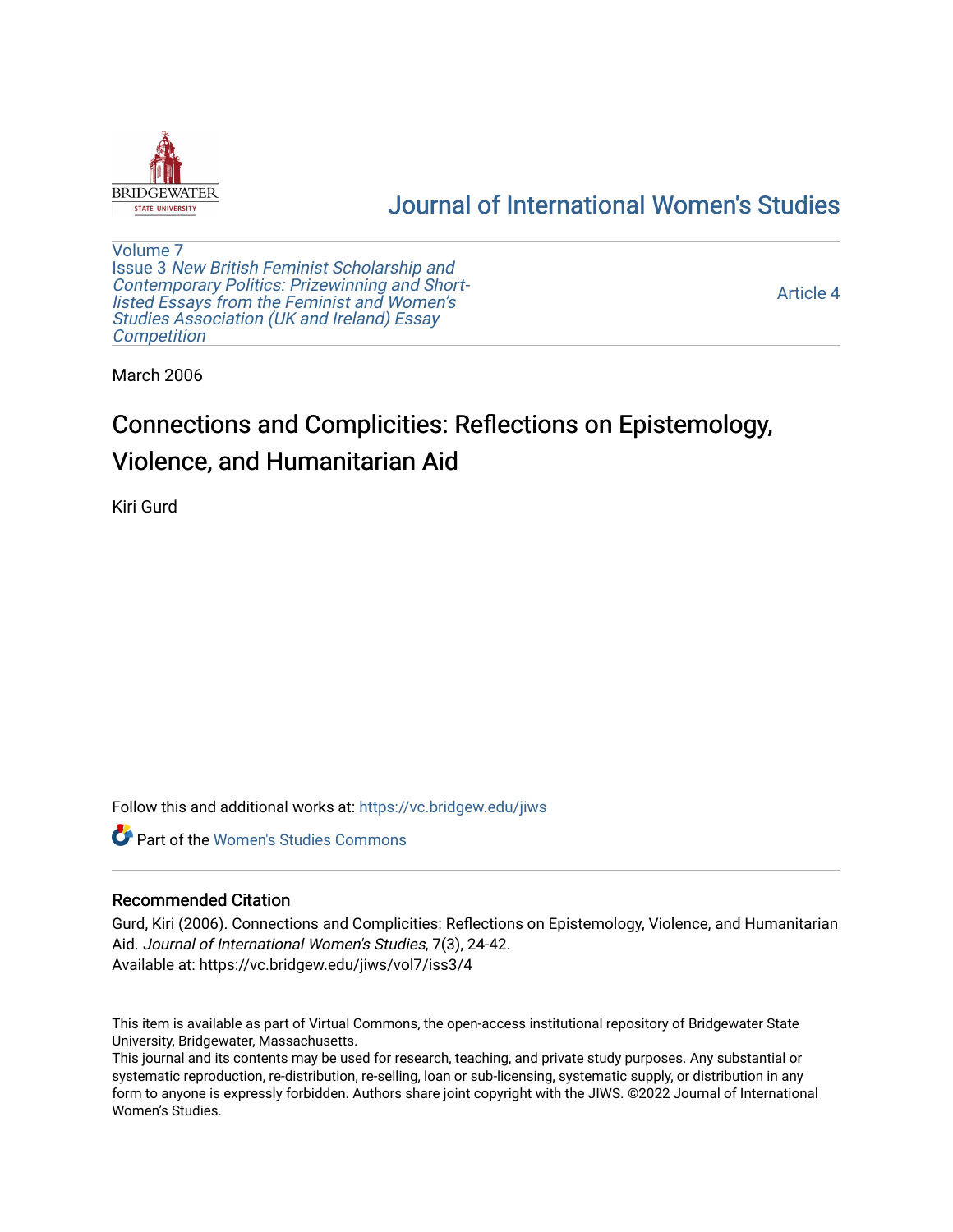# Journal of International Women's Studies

Volume 7
Issue 3 *New British Feminist Scholarship and Contemporary Politics: Prizewinning and Short-listed Essays from the Feminist and Women's Studies Association (UK and Ireland) Essay Competition*

Article 4

March 2006

## Connections and Complicities: Reflections on Epistemology, Violence, and Humanitarian Aid

Kiri Gurd

Follow this and additional works at: https://vc.bridgew.edu/jiws

Part of the Women's Studies Commons

### Recommended Citation

Gurd, Kiri (2006). Connections and Complicities: Reflections on Epistemology, Violence, and Humanitarian Aid. *Journal of International Women's Studies*, 7(3), 24-42.
Available at: https://vc.bridgew.edu/jiws/vol7/iss3/4

This item is available as part of Virtual Commons, the open-access institutional repository of Bridgewater State University, Bridgewater, Massachusetts.
This journal and its contents may be used for research, teaching, and private study purposes. Any substantial or systematic reproduction, re-distribution, re-selling, loan or sub-licensing, systematic supply, or distribution in any form to anyone is expressly forbidden. Authors share joint copyright with the JIWS. ©2022 Journal of International Women's Studies.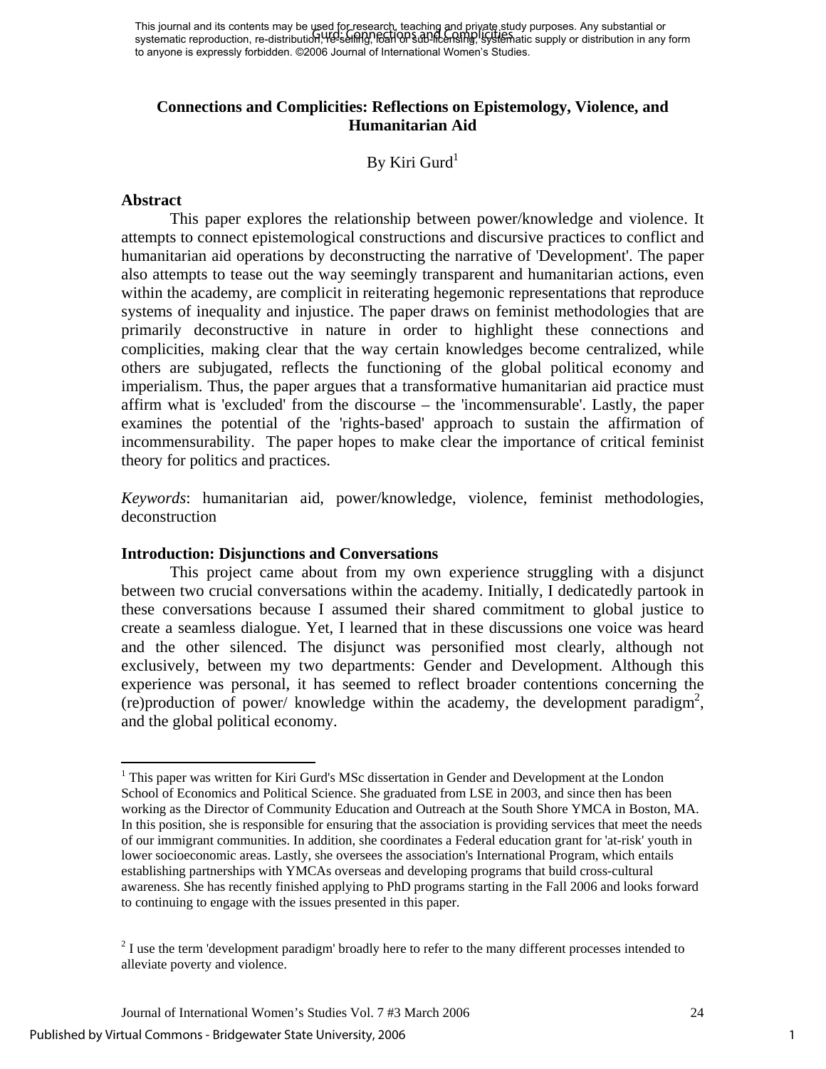This journal and its contents may be used for research, teaching and private study purposes. Any substantial or systematic reproduction, re-distribution, re-selling, loan or sub-licensing, systematic supply or distribution in any form to anyone is expressly forbidden. ©2006 Journal of International Women's Studies.

# Connections and Complicities: Reflections on Epistemology, Violence, and Humanitarian Aid

By Kiri Gurd[1]

## Abstract

This paper explores the relationship between power/knowledge and violence. It attempts to connect epistemological constructions and discursive practices to conflict and humanitarian aid operations by deconstructing the narrative of 'Development'. The paper also attempts to tease out the way seemingly transparent and humanitarian actions, even within the academy, are complicit in reiterating hegemonic representations that reproduce systems of inequality and injustice. The paper draws on feminist methodologies that are primarily deconstructive in nature in order to highlight these connections and complicities, making clear that the way certain knowledges become centralized, while others are subjugated, reflects the functioning of the global political economy and imperialism. Thus, the paper argues that a transformative humanitarian aid practice must affirm what is 'excluded' from the discourse – the 'incommensurable'. Lastly, the paper examines the potential of the 'rights-based' approach to sustain the affirmation of incommensurability. The paper hopes to make clear the importance of critical feminist theory for politics and practices.

*Keywords*: humanitarian aid, power/knowledge, violence, feminist methodologies, deconstruction

## Introduction: Disjunctions and Conversations

This project came about from my own experience struggling with a disjunct between two crucial conversations within the academy. Initially, I dedicatedly partook in these conversations because I assumed their shared commitment to global justice to create a seamless dialogue. Yet, I learned that in these discussions one voice was heard and the other silenced. The disjunct was personified most clearly, although not exclusively, between my two departments: Gender and Development. Although this experience was personal, it has seemed to reflect broader contentions concerning the (re)production of power/ knowledge within the academy, the development paradigm[2], and the global political economy.

---

[1] This paper was written for Kiri Gurd's MSc dissertation in Gender and Development at the London School of Economics and Political Science. She graduated from LSE in 2003, and since then has been working as the Director of Community Education and Outreach at the South Shore YMCA in Boston, MA. In this position, she is responsible for ensuring that the association is providing services that meet the needs of our immigrant communities. In addition, she coordinates a Federal education grant for 'at-risk' youth in lower socioeconomic areas. Lastly, she oversees the association's International Program, which entails establishing partnerships with YMCAs overseas and developing programs that build cross-cultural awareness. She has recently finished applying to PhD programs starting in the Fall 2006 and looks forward to continuing to engage with the issues presented in this paper.

[2] I use the term 'development paradigm' broadly here to refer to the many different processes intended to alleviate poverty and violence.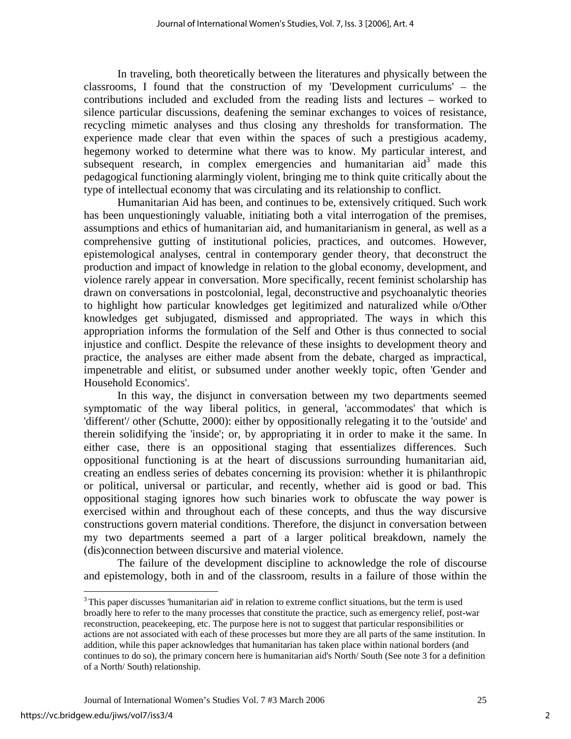In traveling, both theoretically between the literatures and physically between the classrooms, I found that the construction of my 'Development curriculums' – the contributions included and excluded from the reading lists and lectures – worked to silence particular discussions, deafening the seminar exchanges to voices of resistance, recycling mimetic analyses and thus closing any thresholds for transformation. The experience made clear that even within the spaces of such a prestigious academy, hegemony worked to determine what there was to know. My particular interest, and subsequent research, in complex emergencies and humanitarian aid[3] made this pedagogical functioning alarmingly violent, bringing me to think quite critically about the type of intellectual economy that was circulating and its relationship to conflict.

Humanitarian Aid has been, and continues to be, extensively critiqued. Such work has been unquestioningly valuable, initiating both a vital interrogation of the premises, assumptions and ethics of humanitarian aid, and humanitarianism in general, as well as a comprehensive gutting of institutional policies, practices, and outcomes. However, epistemological analyses, central in contemporary gender theory, that deconstruct the production and impact of knowledge in relation to the global economy, development, and violence rarely appear in conversation. More specifically, recent feminist scholarship has drawn on conversations in postcolonial, legal, deconstructive and psychoanalytic theories to highlight how particular knowledges get legitimized and naturalized while o/Other knowledges get subjugated, dismissed and appropriated. The ways in which this appropriation informs the formulation of the Self and Other is thus connected to social injustice and conflict. Despite the relevance of these insights to development theory and practice, the analyses are either made absent from the debate, charged as impractical, impenetrable and elitist, or subsumed under another weekly topic, often 'Gender and Household Economics'.

In this way, the disjunct in conversation between my two departments seemed symptomatic of the way liberal politics, in general, 'accommodates' that which is 'different'/ other (Schutte, 2000): either by oppositionally relegating it to the 'outside' and therein solidifying the 'inside'; or, by appropriating it in order to make it the same. In either case, there is an oppositional staging that essentializes differences. Such oppositional functioning is at the heart of discussions surrounding humanitarian aid, creating an endless series of debates concerning its provision: whether it is philanthropic or political, universal or particular, and recently, whether aid is good or bad. This oppositional staging ignores how such binaries work to obfuscate the way power is exercised within and throughout each of these concepts, and thus the way discursive constructions govern material conditions. Therefore, the disjunct in conversation between my two departments seemed a part of a larger political breakdown, namely the (dis)connection between discursive and material violence.

The failure of the development discipline to acknowledge the role of discourse and epistemology, both in and of the classroom, results in a failure of those within the

[3] This paper discusses 'humanitarian aid' in relation to extreme conflict situations, but the term is used broadly here to refer to the many processes that constitute the practice, such as emergency relief, post-war reconstruction, peacekeeping, etc. The purpose here is not to suggest that particular responsibilities or actions are not associated with each of these processes but more they are all parts of the same institution. In addition, while this paper acknowledges that humanitarian has taken place within national borders (and continues to do so), the primary concern here is humanitarian aid's North/ South (See note 3 for a definition of a North/ South) relationship.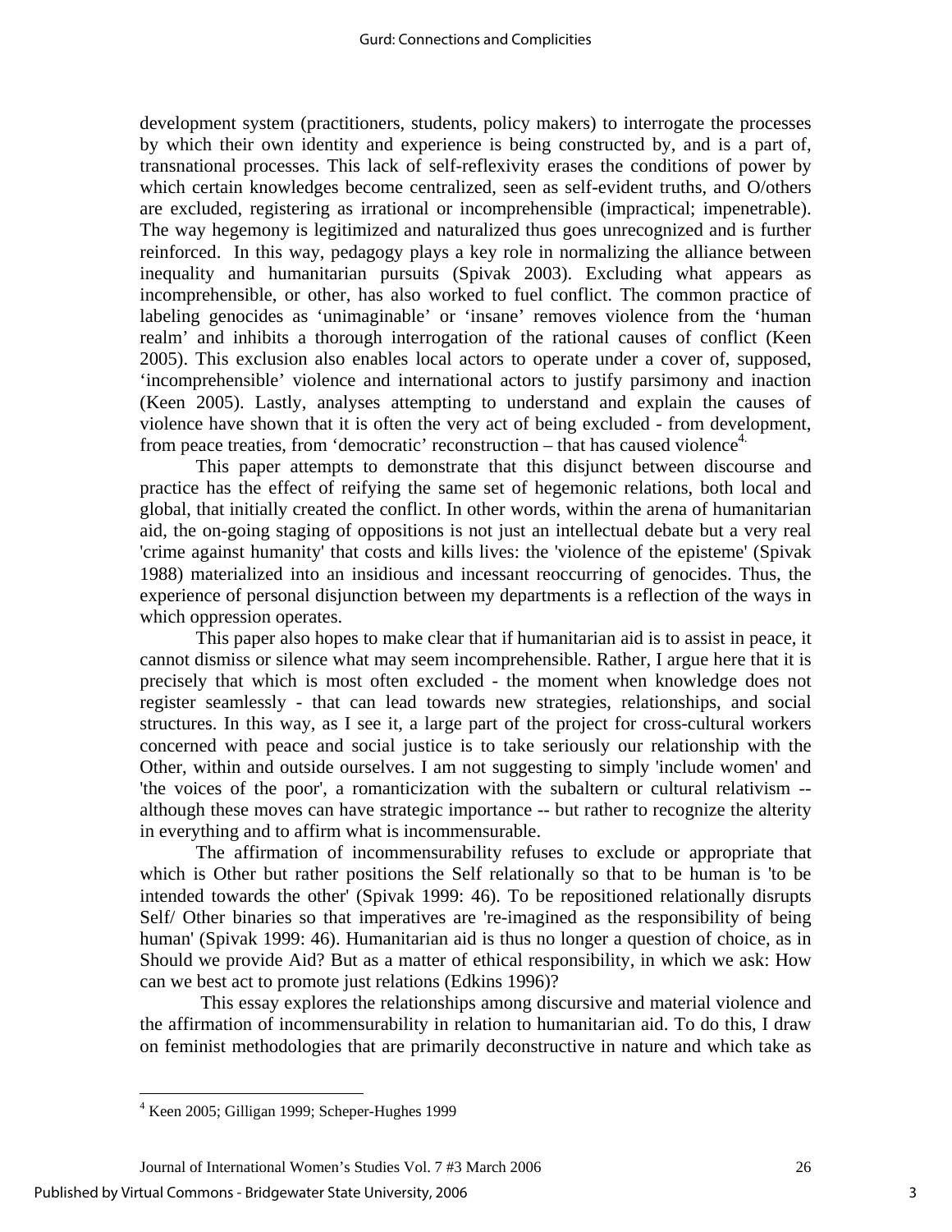development system (practitioners, students, policy makers) to interrogate the processes by which their own identity and experience is being constructed by, and is a part of, transnational processes. This lack of self-reflexivity erases the conditions of power by which certain knowledges become centralized, seen as self-evident truths, and O/others are excluded, registering as irrational or incomprehensible (impractical; impenetrable). The way hegemony is legitimized and naturalized thus goes unrecognized and is further reinforced. In this way, pedagogy plays a key role in normalizing the alliance between inequality and humanitarian pursuits (Spivak 2003). Excluding what appears as incomprehensible, or other, has also worked to fuel conflict. The common practice of labeling genocides as 'unimaginable' or 'insane' removes violence from the 'human realm' and inhibits a thorough interrogation of the rational causes of conflict (Keen 2005). This exclusion also enables local actors to operate under a cover of, supposed, 'incomprehensible' violence and international actors to justify parsimony and inaction (Keen 2005). Lastly, analyses attempting to understand and explain the causes of violence have shown that it is often the very act of being excluded - from development, from peace treaties, from 'democratic' reconstruction – that has caused violence[4].

This paper attempts to demonstrate that this disjunct between discourse and practice has the effect of reifying the same set of hegemonic relations, both local and global, that initially created the conflict. In other words, within the arena of humanitarian aid, the on-going staging of oppositions is not just an intellectual debate but a very real 'crime against humanity' that costs and kills lives: the 'violence of the episteme' (Spivak 1988) materialized into an insidious and incessant reoccurring of genocides. Thus, the experience of personal disjunction between my departments is a reflection of the ways in which oppression operates.

This paper also hopes to make clear that if humanitarian aid is to assist in peace, it cannot dismiss or silence what may seem incomprehensible. Rather, I argue here that it is precisely that which is most often excluded - the moment when knowledge does not register seamlessly - that can lead towards new strategies, relationships, and social structures. In this way, as I see it, a large part of the project for cross-cultural workers concerned with peace and social justice is to take seriously our relationship with the Other, within and outside ourselves. I am not suggesting to simply 'include women' and 'the voices of the poor', a romanticization with the subaltern or cultural relativism -- although these moves can have strategic importance -- but rather to recognize the alterity in everything and to affirm what is incommensurable.

The affirmation of incommensurability refuses to exclude or appropriate that which is Other but rather positions the Self relationally so that to be human is 'to be intended towards the other' (Spivak 1999: 46). To be repositioned relationally disrupts Self/ Other binaries so that imperatives are 're-imagined as the responsibility of being human' (Spivak 1999: 46). Humanitarian aid is thus no longer a question of choice, as in Should we provide Aid? But as a matter of ethical responsibility, in which we ask: How can we best act to promote just relations (Edkins 1996)?

This essay explores the relationships among discursive and material violence and the affirmation of incommensurability in relation to humanitarian aid. To do this, I draw on feminist methodologies that are primarily deconstructive in nature and which take as

---

[4] Keen 2005; Gilligan 1999; Scheper-Hughes 1999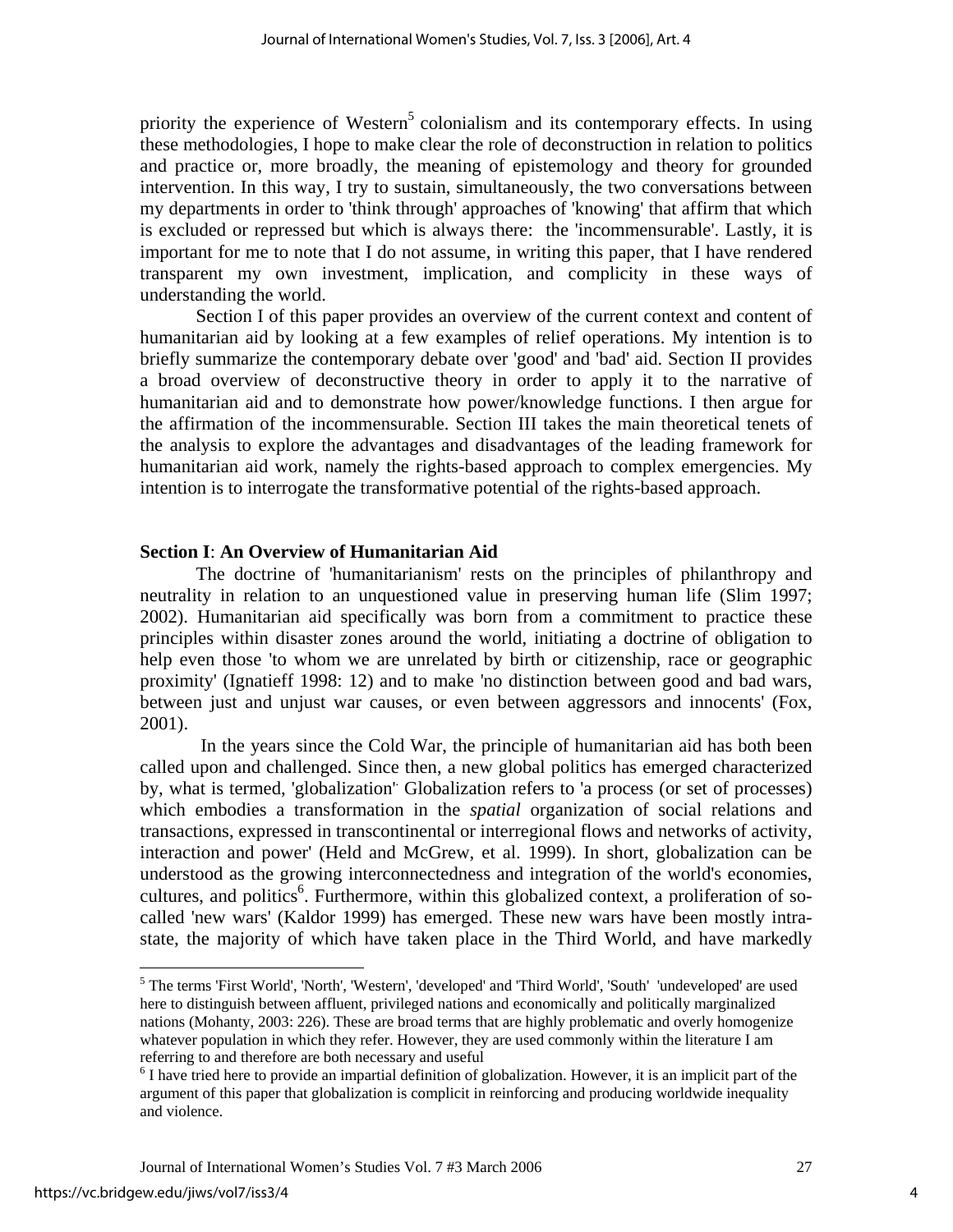priority the experience of Western[5] colonialism and its contemporary effects. In using these methodologies, I hope to make clear the role of deconstruction in relation to politics and practice or, more broadly, the meaning of epistemology and theory for grounded intervention. In this way, I try to sustain, simultaneously, the two conversations between my departments in order to 'think through' approaches of 'knowing' that affirm that which is excluded or repressed but which is always there: the 'incommensurable'. Lastly, it is important for me to note that I do not assume, in writing this paper, that I have rendered transparent my own investment, implication, and complicity in these ways of understanding the world.

Section I of this paper provides an overview of the current context and content of humanitarian aid by looking at a few examples of relief operations. My intention is to briefly summarize the contemporary debate over 'good' and 'bad' aid. Section II provides a broad overview of deconstructive theory in order to apply it to the narrative of humanitarian aid and to demonstrate how power/knowledge functions. I then argue for the affirmation of the incommensurable. Section III takes the main theoretical tenets of the analysis to explore the advantages and disadvantages of the leading framework for humanitarian aid work, namely the rights-based approach to complex emergencies. My intention is to interrogate the transformative potential of the rights-based approach.

## **Section I**: **An Overview of Humanitarian Aid**

The doctrine of 'humanitarianism' rests on the principles of philanthropy and neutrality in relation to an unquestioned value in preserving human life (Slim 1997; 2002). Humanitarian aid specifically was born from a commitment to practice these principles within disaster zones around the world, initiating a doctrine of obligation to help even those 'to whom we are unrelated by birth or citizenship, race or geographic proximity' (Ignatieff 1998: 12) and to make 'no distinction between good and bad wars, between just and unjust war causes, or even between aggressors and innocents' (Fox, 2001).

In the years since the Cold War, the principle of humanitarian aid has both been called upon and challenged. Since then, a new global politics has emerged characterized by, what is termed, 'globalization'. Globalization refers to 'a process (or set of processes) which embodies a transformation in the *spatial* organization of social relations and transactions, expressed in transcontinental or interregional flows and networks of activity, interaction and power' (Held and McGrew, et al. 1999). In short, globalization can be understood as the growing interconnectedness and integration of the world's economies, cultures, and politics[6]. Furthermore, within this globalized context, a proliferation of so-called 'new wars' (Kaldor 1999) has emerged. These new wars have been mostly intra-state, the majority of which have taken place in the Third World, and have markedly

[5] The terms 'First World', 'North', 'Western', 'developed' and 'Third World', 'South' 'undeveloped' are used here to distinguish between affluent, privileged nations and economically and politically marginalized nations (Mohanty, 2003: 226). These are broad terms that are highly problematic and overly homogenize whatever population in which they refer. However, they are used commonly within the literature I am referring to and therefore are both necessary and useful

[6] I have tried here to provide an impartial definition of globalization. However, it is an implicit part of the argument of this paper that globalization is complicit in reinforcing and producing worldwide inequality and violence.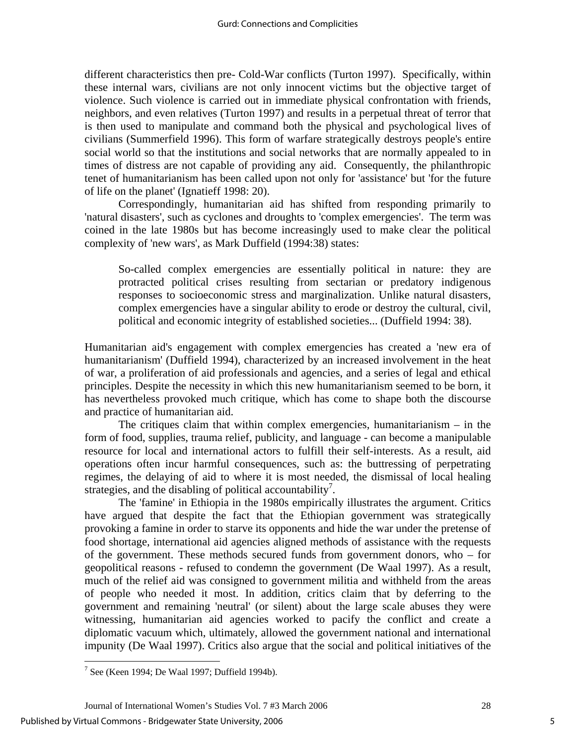different characteristics then pre- Cold-War conflicts (Turton 1997). Specifically, within these internal wars, civilians are not only innocent victims but the objective target of violence. Such violence is carried out in immediate physical confrontation with friends, neighbors, and even relatives (Turton 1997) and results in a perpetual threat of terror that is then used to manipulate and command both the physical and psychological lives of civilians (Summerfield 1996). This form of warfare strategically destroys people's entire social world so that the institutions and social networks that are normally appealed to in times of distress are not capable of providing any aid. Consequently, the philanthropic tenet of humanitarianism has been called upon not only for 'assistance' but 'for the future of life on the planet' (Ignatieff 1998: 20).

Correspondingly, humanitarian aid has shifted from responding primarily to 'natural disasters', such as cyclones and droughts to 'complex emergencies'. The term was coined in the late 1980s but has become increasingly used to make clear the political complexity of 'new wars', as Mark Duffield (1994:38) states:

> So-called complex emergencies are essentially political in nature: they are protracted political crises resulting from sectarian or predatory indigenous responses to socioeconomic stress and marginalization. Unlike natural disasters, complex emergencies have a singular ability to erode or destroy the cultural, civil, political and economic integrity of established societies... (Duffield 1994: 38).

Humanitarian aid's engagement with complex emergencies has created a 'new era of humanitarianism' (Duffield 1994), characterized by an increased involvement in the heat of war, a proliferation of aid professionals and agencies, and a series of legal and ethical principles. Despite the necessity in which this new humanitarianism seemed to be born, it has nevertheless provoked much critique, which has come to shape both the discourse and practice of humanitarian aid.

The critiques claim that within complex emergencies, humanitarianism – in the form of food, supplies, trauma relief, publicity, and language - can become a manipulable resource for local and international actors to fulfill their self-interests. As a result, aid operations often incur harmful consequences, such as: the buttressing of perpetrating regimes, the delaying of aid to where it is most needed, the dismissal of local healing strategies, and the disabling of political accountability[7].

The 'famine' in Ethiopia in the 1980s empirically illustrates the argument. Critics have argued that despite the fact that the Ethiopian government was strategically provoking a famine in order to starve its opponents and hide the war under the pretense of food shortage, international aid agencies aligned methods of assistance with the requests of the government. These methods secured funds from government donors, who – for geopolitical reasons - refused to condemn the government (De Waal 1997). As a result, much of the relief aid was consigned to government militia and withheld from the areas of people who needed it most. In addition, critics claim that by deferring to the government and remaining 'neutral' (or silent) about the large scale abuses they were witnessing, humanitarian aid agencies worked to pacify the conflict and create a diplomatic vacuum which, ultimately, allowed the government national and international impunity (De Waal 1997). Critics also argue that the social and political initiatives of the

[7] See (Keen 1994; De Waal 1997; Duffield 1994b).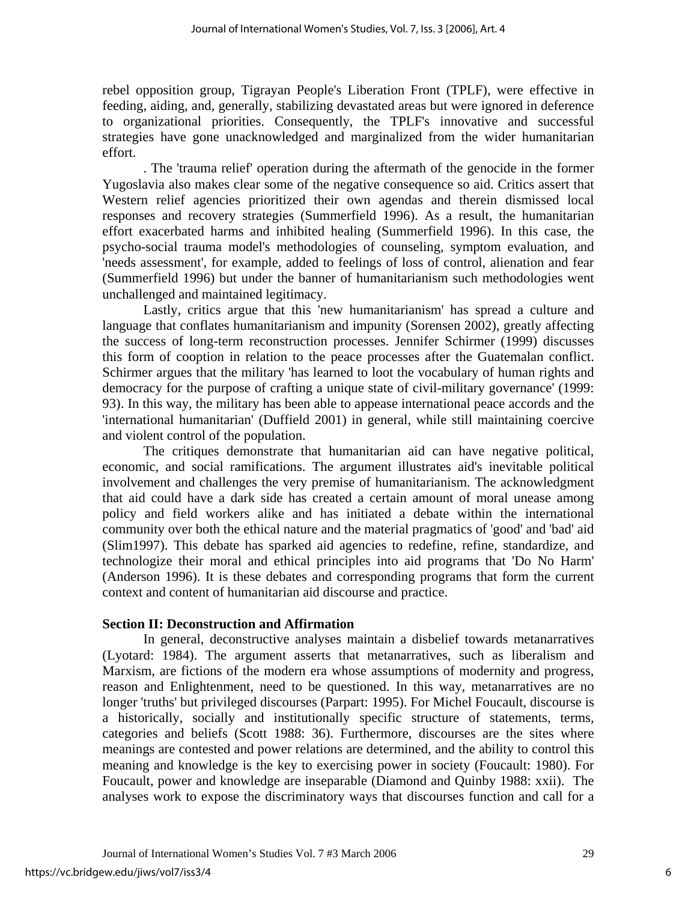rebel opposition group, Tigrayan People's Liberation Front (TPLF), were effective in feeding, aiding, and, generally, stabilizing devastated areas but were ignored in deference to organizational priorities. Consequently, the TPLF's innovative and successful strategies have gone unacknowledged and marginalized from the wider humanitarian effort.

. The 'trauma relief' operation during the aftermath of the genocide in the former Yugoslavia also makes clear some of the negative consequence so aid. Critics assert that Western relief agencies prioritized their own agendas and therein dismissed local responses and recovery strategies (Summerfield 1996). As a result, the humanitarian effort exacerbated harms and inhibited healing (Summerfield 1996). In this case, the psycho-social trauma model's methodologies of counseling, symptom evaluation, and 'needs assessment', for example, added to feelings of loss of control, alienation and fear (Summerfield 1996) but under the banner of humanitarianism such methodologies went unchallenged and maintained legitimacy.

Lastly, critics argue that this 'new humanitarianism' has spread a culture and language that conflates humanitarianism and impunity (Sorensen 2002), greatly affecting the success of long-term reconstruction processes. Jennifer Schirmer (1999) discusses this form of cooption in relation to the peace processes after the Guatemalan conflict. Schirmer argues that the military 'has learned to loot the vocabulary of human rights and democracy for the purpose of crafting a unique state of civil-military governance' (1999: 93). In this way, the military has been able to appease international peace accords and the 'international humanitarian' (Duffield 2001) in general, while still maintaining coercive and violent control of the population.

The critiques demonstrate that humanitarian aid can have negative political, economic, and social ramifications. The argument illustrates aid's inevitable political involvement and challenges the very premise of humanitarianism. The acknowledgment that aid could have a dark side has created a certain amount of moral unease among policy and field workers alike and has initiated a debate within the international community over both the ethical nature and the material pragmatics of 'good' and 'bad' aid (Slim1997). This debate has sparked aid agencies to redefine, refine, standardize, and technologize their moral and ethical principles into aid programs that 'Do No Harm' (Anderson 1996). It is these debates and corresponding programs that form the current context and content of humanitarian aid discourse and practice.

**Section II: Deconstruction and Affirmation**

In general, deconstructive analyses maintain a disbelief towards metanarratives (Lyotard: 1984). The argument asserts that metanarratives, such as liberalism and Marxism, are fictions of the modern era whose assumptions of modernity and progress, reason and Enlightenment, need to be questioned. In this way, metanarratives are no longer 'truths' but privileged discourses (Parpart: 1995). For Michel Foucault, discourse is a historically, socially and institutionally specific structure of statements, terms, categories and beliefs (Scott 1988: 36). Furthermore, discourses are the sites where meanings are contested and power relations are determined, and the ability to control this meaning and knowledge is the key to exercising power in society (Foucault: 1980). For Foucault, power and knowledge are inseparable (Diamond and Quinby 1988: xxii). The analyses work to expose the discriminatory ways that discourses function and call for a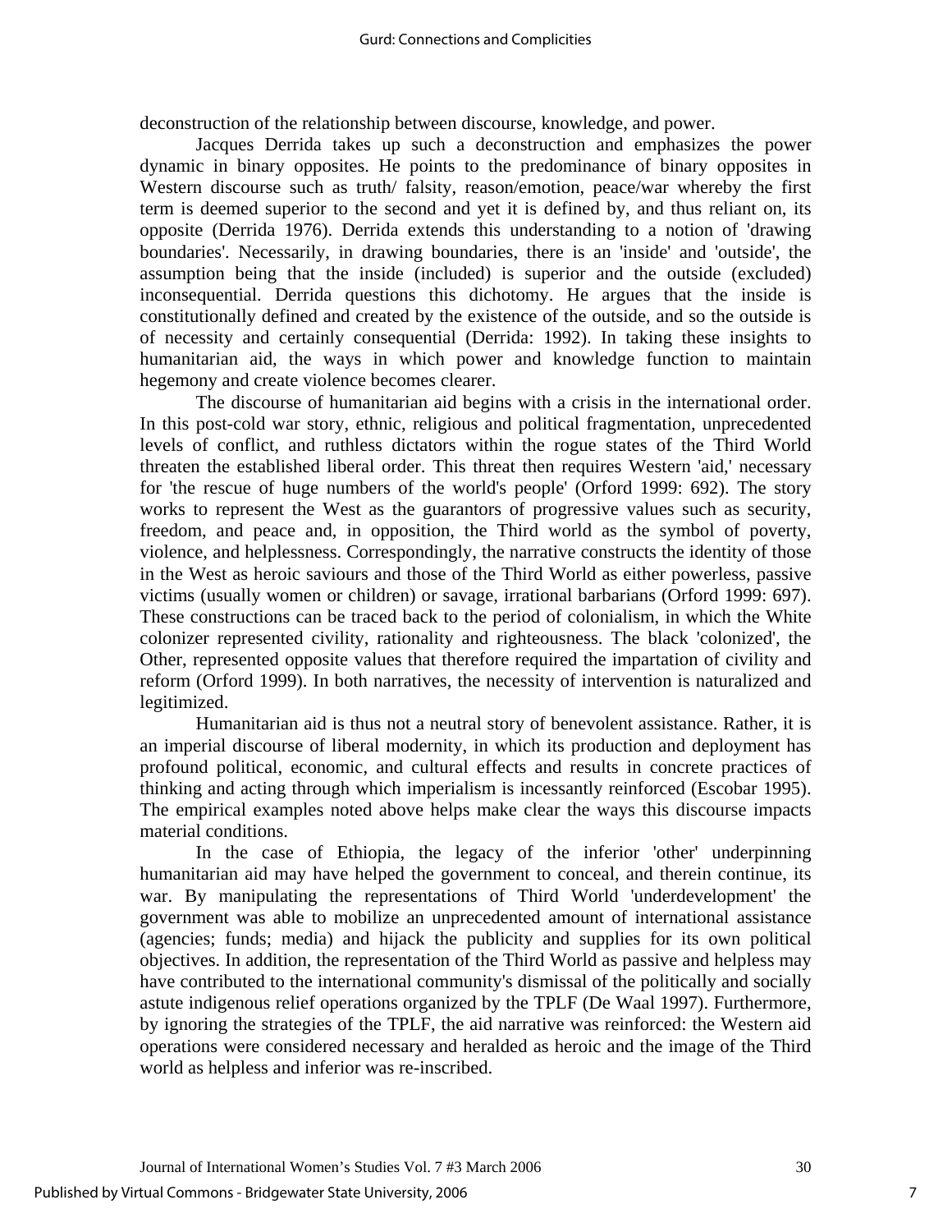deconstruction of the relationship between discourse, knowledge, and power.

Jacques Derrida takes up such a deconstruction and emphasizes the power dynamic in binary opposites. He points to the predominance of binary opposites in Western discourse such as truth/ falsity, reason/emotion, peace/war whereby the first term is deemed superior to the second and yet it is defined by, and thus reliant on, its opposite (Derrida 1976). Derrida extends this understanding to a notion of 'drawing boundaries'. Necessarily, in drawing boundaries, there is an 'inside' and 'outside', the assumption being that the inside (included) is superior and the outside (excluded) inconsequential. Derrida questions this dichotomy. He argues that the inside is constitutionally defined and created by the existence of the outside, and so the outside is of necessity and certainly consequential (Derrida: 1992). In taking these insights to humanitarian aid, the ways in which power and knowledge function to maintain hegemony and create violence becomes clearer.

The discourse of humanitarian aid begins with a crisis in the international order. In this post-cold war story, ethnic, religious and political fragmentation, unprecedented levels of conflict, and ruthless dictators within the rogue states of the Third World threaten the established liberal order. This threat then requires Western 'aid,' necessary for 'the rescue of huge numbers of the world's people' (Orford 1999: 692). The story works to represent the West as the guarantors of progressive values such as security, freedom, and peace and, in opposition, the Third world as the symbol of poverty, violence, and helplessness. Correspondingly, the narrative constructs the identity of those in the West as heroic saviours and those of the Third World as either powerless, passive victims (usually women or children) or savage, irrational barbarians (Orford 1999: 697). These constructions can be traced back to the period of colonialism, in which the White colonizer represented civility, rationality and righteousness. The black 'colonized', the Other, represented opposite values that therefore required the impartation of civility and reform (Orford 1999). In both narratives, the necessity of intervention is naturalized and legitimized.

Humanitarian aid is thus not a neutral story of benevolent assistance. Rather, it is an imperial discourse of liberal modernity, in which its production and deployment has profound political, economic, and cultural effects and results in concrete practices of thinking and acting through which imperialism is incessantly reinforced (Escobar 1995). The empirical examples noted above helps make clear the ways this discourse impacts material conditions.

In the case of Ethiopia, the legacy of the inferior 'other' underpinning humanitarian aid may have helped the government to conceal, and therein continue, its war. By manipulating the representations of Third World 'underdevelopment' the government was able to mobilize an unprecedented amount of international assistance (agencies; funds; media) and hijack the publicity and supplies for its own political objectives. In addition, the representation of the Third World as passive and helpless may have contributed to the international community's dismissal of the politically and socially astute indigenous relief operations organized by the TPLF (De Waal 1997). Furthermore, by ignoring the strategies of the TPLF, the aid narrative was reinforced: the Western aid operations were considered necessary and heralded as heroic and the image of the Third world as helpless and inferior was re-inscribed.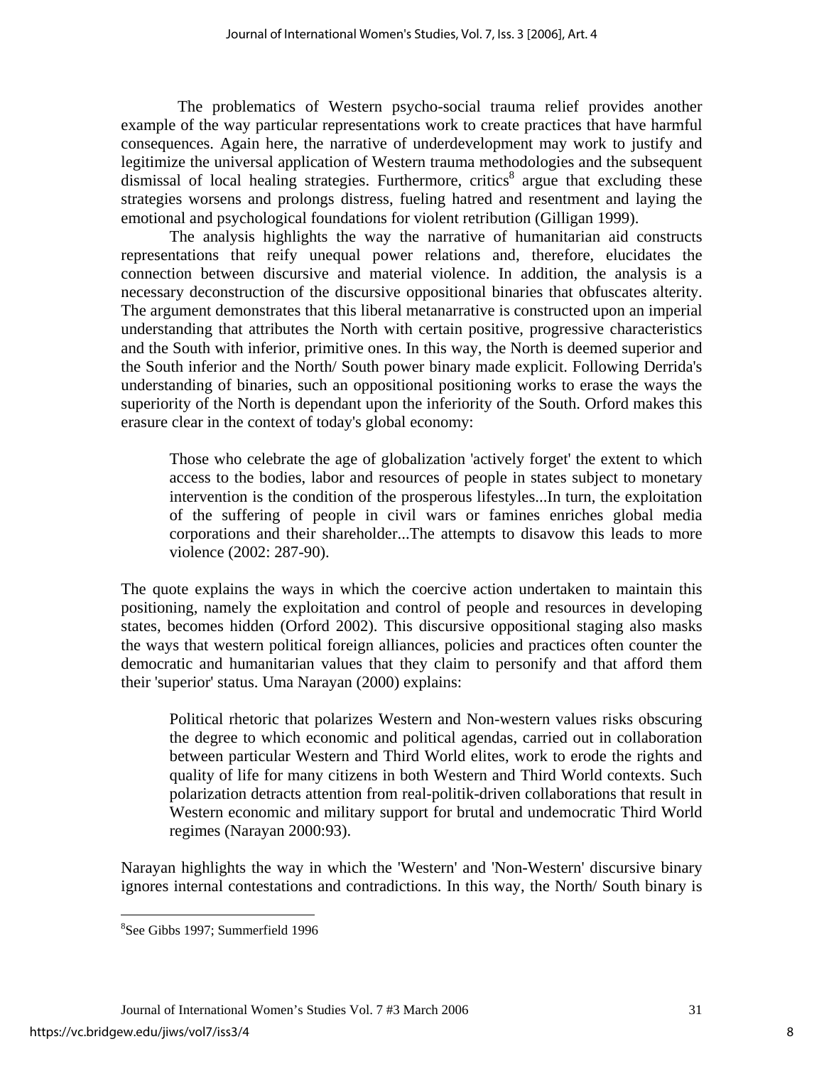The problematics of Western psycho-social trauma relief provides another example of the way particular representations work to create practices that have harmful consequences. Again here, the narrative of underdevelopment may work to justify and legitimize the universal application of Western trauma methodologies and the subsequent dismissal of local healing strategies. Furthermore, critics[8] argue that excluding these strategies worsens and prolongs distress, fueling hatred and resentment and laying the emotional and psychological foundations for violent retribution (Gilligan 1999).

The analysis highlights the way the narrative of humanitarian aid constructs representations that reify unequal power relations and, therefore, elucidates the connection between discursive and material violence. In addition, the analysis is a necessary deconstruction of the discursive oppositional binaries that obfuscates alterity. The argument demonstrates that this liberal metanarrative is constructed upon an imperial understanding that attributes the North with certain positive, progressive characteristics and the South with inferior, primitive ones. In this way, the North is deemed superior and the South inferior and the North/ South power binary made explicit. Following Derrida's understanding of binaries, such an oppositional positioning works to erase the ways the superiority of the North is dependant upon the inferiority of the South. Orford makes this erasure clear in the context of today's global economy:

> Those who celebrate the age of globalization 'actively forget' the extent to which access to the bodies, labor and resources of people in states subject to monetary intervention is the condition of the prosperous lifestyles...In turn, the exploitation of the suffering of people in civil wars or famines enriches global media corporations and their shareholder...The attempts to disavow this leads to more violence (2002: 287-90).

The quote explains the ways in which the coercive action undertaken to maintain this positioning, namely the exploitation and control of people and resources in developing states, becomes hidden (Orford 2002). This discursive oppositional staging also masks the ways that western political foreign alliances, policies and practices often counter the democratic and humanitarian values that they claim to personify and that afford them their 'superior' status. Uma Narayan (2000) explains:

> Political rhetoric that polarizes Western and Non-western values risks obscuring the degree to which economic and political agendas, carried out in collaboration between particular Western and Third World elites, work to erode the rights and quality of life for many citizens in both Western and Third World contexts. Such polarization detracts attention from real-politik-driven collaborations that result in Western economic and military support for brutal and undemocratic Third World regimes (Narayan 2000:93).

Narayan highlights the way in which the 'Western' and 'Non-Western' discursive binary ignores internal contestations and contradictions. In this way, the North/ South binary is

---

[8] See Gibbs 1997; Summerfield 1996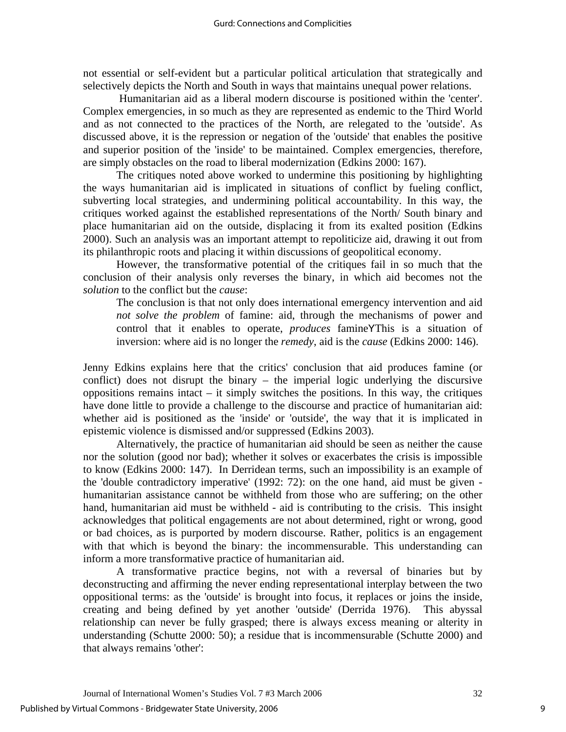not essential or self-evident but a particular political articulation that strategically and selectively depicts the North and South in ways that maintains unequal power relations.

Humanitarian aid as a liberal modern discourse is positioned within the 'center'. Complex emergencies, in so much as they are represented as endemic to the Third World and as not connected to the practices of the North, are relegated to the 'outside'. As discussed above, it is the repression or negation of the 'outside' that enables the positive and superior position of the 'inside' to be maintained. Complex emergencies, therefore, are simply obstacles on the road to liberal modernization (Edkins 2000: 167).

The critiques noted above worked to undermine this positioning by highlighting the ways humanitarian aid is implicated in situations of conflict by fueling conflict, subverting local strategies, and undermining political accountability. In this way, the critiques worked against the established representations of the North/ South binary and place humanitarian aid on the outside, displacing it from its exalted position (Edkins 2000). Such an analysis was an important attempt to repoliticize aid, drawing it out from its philanthropic roots and placing it within discussions of geopolitical economy.

However, the transformative potential of the critiques fail in so much that the conclusion of their analysis only reverses the binary, in which aid becomes not the *solution* to the conflict but the *cause*:

> The conclusion is that not only does international emergency intervention and aid *not solve the problem* of famine: aid, through the mechanisms of power and control that it enables to operate, *produces* famineYThis is a situation of inversion: where aid is no longer the *remedy*, aid is the *cause* (Edkins 2000: 146).

Jenny Edkins explains here that the critics' conclusion that aid produces famine (or conflict) does not disrupt the binary – the imperial logic underlying the discursive oppositions remains intact – it simply switches the positions. In this way, the critiques have done little to provide a challenge to the discourse and practice of humanitarian aid: whether aid is positioned as the 'inside' or 'outside', the way that it is implicated in epistemic violence is dismissed and/or suppressed (Edkins 2003).

Alternatively, the practice of humanitarian aid should be seen as neither the cause nor the solution (good nor bad); whether it solves or exacerbates the crisis is impossible to know (Edkins 2000: 147). In Derridean terms, such an impossibility is an example of the 'double contradictory imperative' (1992: 72): on the one hand, aid must be given - humanitarian assistance cannot be withheld from those who are suffering; on the other hand, humanitarian aid must be withheld - aid is contributing to the crisis. This insight acknowledges that political engagements are not about determined, right or wrong, good or bad choices, as is purported by modern discourse. Rather, politics is an engagement with that which is beyond the binary: the incommensurable. This understanding can inform a more transformative practice of humanitarian aid.

A transformative practice begins, not with a reversal of binaries but by deconstructing and affirming the never ending representational interplay between the two oppositional terms: as the 'outside' is brought into focus, it replaces or joins the inside, creating and being defined by yet another 'outside' (Derrida 1976). This abyssal relationship can never be fully grasped; there is always excess meaning or alterity in understanding (Schutte 2000: 50); a residue that is incommensurable (Schutte 2000) and that always remains 'other':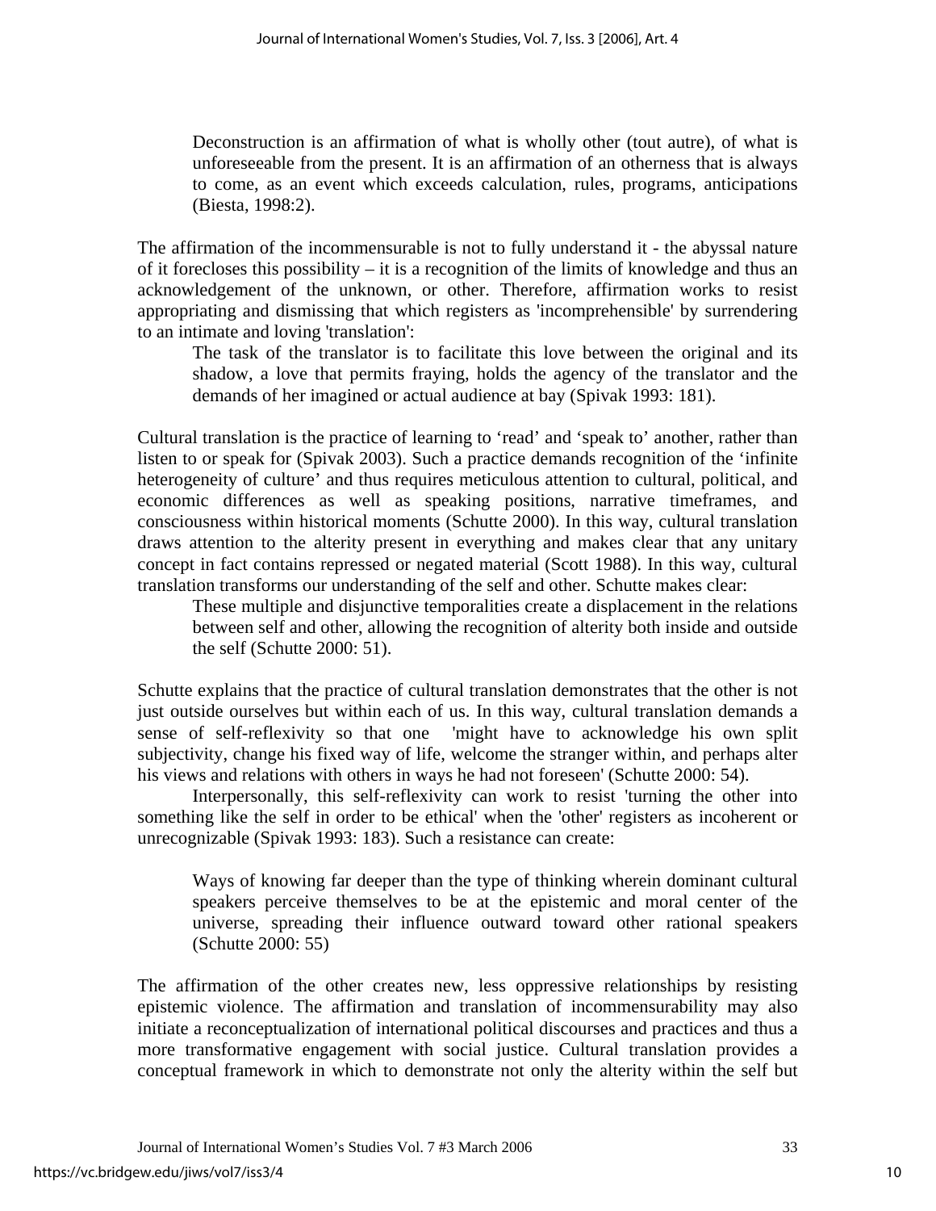> Deconstruction is an affirmation of what is wholly other (tout autre), of what is unforeseeable from the present. It is an affirmation of an otherness that is always to come, as an event which exceeds calculation, rules, programs, anticipations (Biesta, 1998:2).

The affirmation of the incommensurable is not to fully understand it - the abyssal nature of it forecloses this possibility – it is a recognition of the limits of knowledge and thus an acknowledgement of the unknown, or other. Therefore, affirmation works to resist appropriating and dismissing that which registers as 'incomprehensible' by surrendering to an intimate and loving 'translation':

> The task of the translator is to facilitate this love between the original and its shadow, a love that permits fraying, holds the agency of the translator and the demands of her imagined or actual audience at bay (Spivak 1993: 181).

Cultural translation is the practice of learning to 'read' and 'speak to' another, rather than listen to or speak for (Spivak 2003). Such a practice demands recognition of the 'infinite heterogeneity of culture' and thus requires meticulous attention to cultural, political, and economic differences as well as speaking positions, narrative timeframes, and consciousness within historical moments (Schutte 2000). In this way, cultural translation draws attention to the alterity present in everything and makes clear that any unitary concept in fact contains repressed or negated material (Scott 1988). In this way, cultural translation transforms our understanding of the self and other. Schutte makes clear:

> These multiple and disjunctive temporalities create a displacement in the relations between self and other, allowing the recognition of alterity both inside and outside the self (Schutte 2000: 51).

Schutte explains that the practice of cultural translation demonstrates that the other is not just outside ourselves but within each of us. In this way, cultural translation demands a sense of self-reflexivity so that one 'might have to acknowledge his own split subjectivity, change his fixed way of life, welcome the stranger within, and perhaps alter his views and relations with others in ways he had not foreseen' (Schutte 2000: 54).

Interpersonally, this self-reflexivity can work to resist 'turning the other into something like the self in order to be ethical' when the 'other' registers as incoherent or unrecognizable (Spivak 1993: 183). Such a resistance can create:

> Ways of knowing far deeper than the type of thinking wherein dominant cultural speakers perceive themselves to be at the epistemic and moral center of the universe, spreading their influence outward toward other rational speakers (Schutte 2000: 55)

The affirmation of the other creates new, less oppressive relationships by resisting epistemic violence. The affirmation and translation of incommensurability may also initiate a reconceptualization of international political discourses and practices and thus a more transformative engagement with social justice. Cultural translation provides a conceptual framework in which to demonstrate not only the alterity within the self but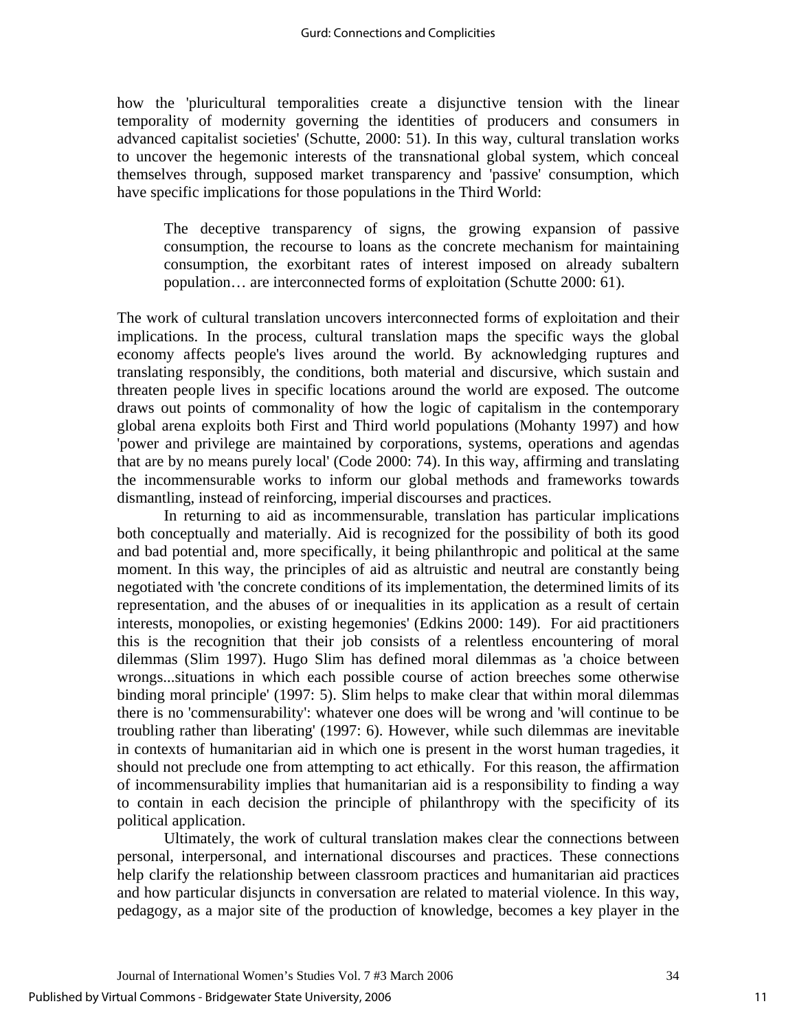how the 'pluricultural temporalities create a disjunctive tension with the linear temporality of modernity governing the identities of producers and consumers in advanced capitalist societies' (Schutte, 2000: 51). In this way, cultural translation works to uncover the hegemonic interests of the transnational global system, which conceal themselves through, supposed market transparency and 'passive' consumption, which have specific implications for those populations in the Third World:

> The deceptive transparency of signs, the growing expansion of passive consumption, the recourse to loans as the concrete mechanism for maintaining consumption, the exorbitant rates of interest imposed on already subaltern population… are interconnected forms of exploitation (Schutte 2000: 61).

The work of cultural translation uncovers interconnected forms of exploitation and their implications. In the process, cultural translation maps the specific ways the global economy affects people's lives around the world. By acknowledging ruptures and translating responsibly, the conditions, both material and discursive, which sustain and threaten people lives in specific locations around the world are exposed. The outcome draws out points of commonality of how the logic of capitalism in the contemporary global arena exploits both First and Third world populations (Mohanty 1997) and how 'power and privilege are maintained by corporations, systems, operations and agendas that are by no means purely local' (Code 2000: 74). In this way, affirming and translating the incommensurable works to inform our global methods and frameworks towards dismantling, instead of reinforcing, imperial discourses and practices.

In returning to aid as incommensurable, translation has particular implications both conceptually and materially. Aid is recognized for the possibility of both its good and bad potential and, more specifically, it being philanthropic and political at the same moment. In this way, the principles of aid as altruistic and neutral are constantly being negotiated with 'the concrete conditions of its implementation, the determined limits of its representation, and the abuses of or inequalities in its application as a result of certain interests, monopolies, or existing hegemonies' (Edkins 2000: 149). For aid practitioners this is the recognition that their job consists of a relentless encountering of moral dilemmas (Slim 1997). Hugo Slim has defined moral dilemmas as 'a choice between wrongs...situations in which each possible course of action breeches some otherwise binding moral principle' (1997: 5). Slim helps to make clear that within moral dilemmas there is no 'commensurability': whatever one does will be wrong and 'will continue to be troubling rather than liberating' (1997: 6). However, while such dilemmas are inevitable in contexts of humanitarian aid in which one is present in the worst human tragedies, it should not preclude one from attempting to act ethically. For this reason, the affirmation of incommensurability implies that humanitarian aid is a responsibility to finding a way to contain in each decision the principle of philanthropy with the specificity of its political application.

Ultimately, the work of cultural translation makes clear the connections between personal, interpersonal, and international discourses and practices. These connections help clarify the relationship between classroom practices and humanitarian aid practices and how particular disjuncts in conversation are related to material violence. In this way, pedagogy, as a major site of the production of knowledge, becomes a key player in the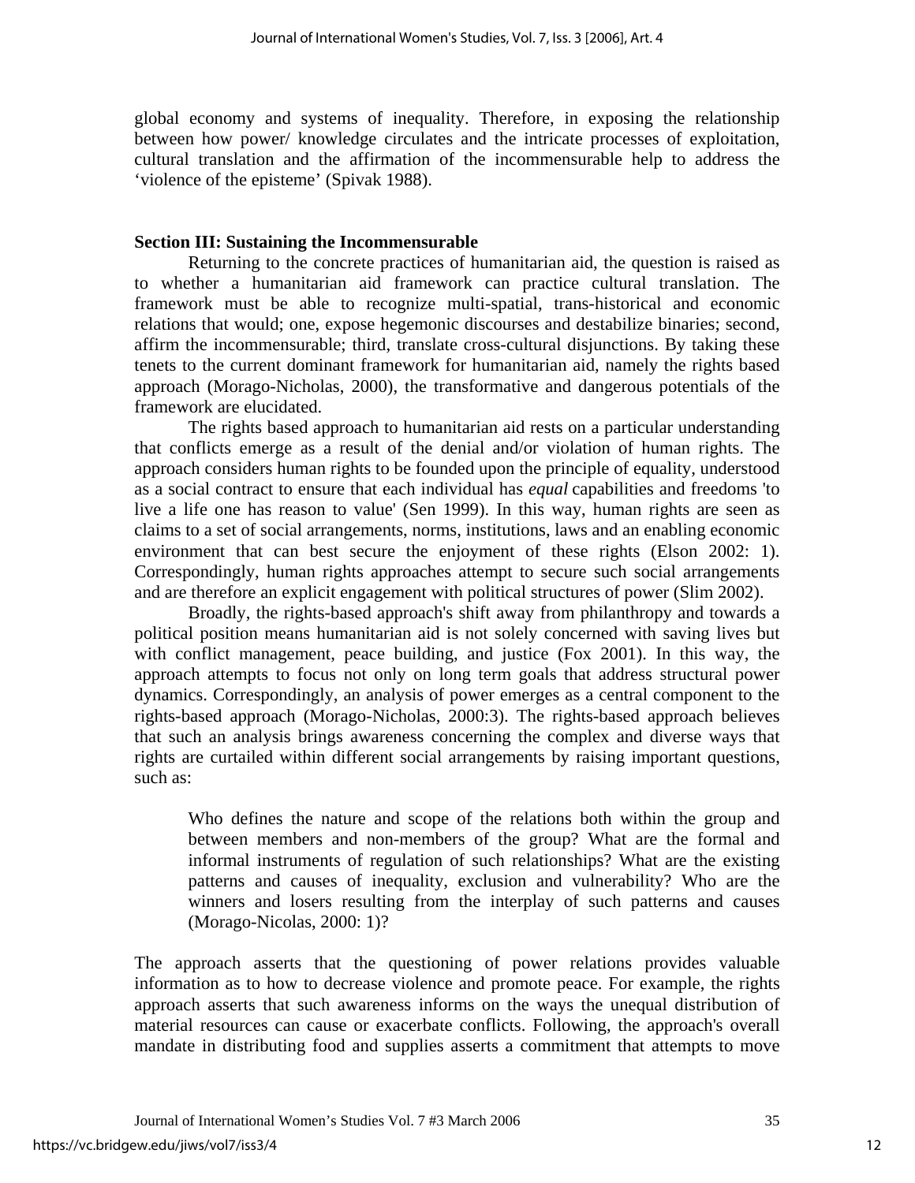global economy and systems of inequality. Therefore, in exposing the relationship between how power/ knowledge circulates and the intricate processes of exploitation, cultural translation and the affirmation of the incommensurable help to address the 'violence of the episteme' (Spivak 1988).

### Section III: Sustaining the Incommensurable

Returning to the concrete practices of humanitarian aid, the question is raised as to whether a humanitarian aid framework can practice cultural translation. The framework must be able to recognize multi-spatial, trans-historical and economic relations that would; one, expose hegemonic discourses and destabilize binaries; second, affirm the incommensurable; third, translate cross-cultural disjunctions. By taking these tenets to the current dominant framework for humanitarian aid, namely the rights based approach (Morago-Nicholas, 2000), the transformative and dangerous potentials of the framework are elucidated.

The rights based approach to humanitarian aid rests on a particular understanding that conflicts emerge as a result of the denial and/or violation of human rights. The approach considers human rights to be founded upon the principle of equality, understood as a social contract to ensure that each individual has *equal* capabilities and freedoms 'to live a life one has reason to value' (Sen 1999). In this way, human rights are seen as claims to a set of social arrangements, norms, institutions, laws and an enabling economic environment that can best secure the enjoyment of these rights (Elson 2002: 1). Correspondingly, human rights approaches attempt to secure such social arrangements and are therefore an explicit engagement with political structures of power (Slim 2002).

Broadly, the rights-based approach's shift away from philanthropy and towards a political position means humanitarian aid is not solely concerned with saving lives but with conflict management, peace building, and justice (Fox 2001). In this way, the approach attempts to focus not only on long term goals that address structural power dynamics. Correspondingly, an analysis of power emerges as a central component to the rights-based approach (Morago-Nicholas, 2000:3). The rights-based approach believes that such an analysis brings awareness concerning the complex and diverse ways that rights are curtailed within different social arrangements by raising important questions, such as:

> Who defines the nature and scope of the relations both within the group and between members and non-members of the group? What are the formal and informal instruments of regulation of such relationships? What are the existing patterns and causes of inequality, exclusion and vulnerability? Who are the winners and losers resulting from the interplay of such patterns and causes (Morago-Nicolas, 2000: 1)?

The approach asserts that the questioning of power relations provides valuable information as to how to decrease violence and promote peace. For example, the rights approach asserts that such awareness informs on the ways the unequal distribution of material resources can cause or exacerbate conflicts. Following, the approach's overall mandate in distributing food and supplies asserts a commitment that attempts to move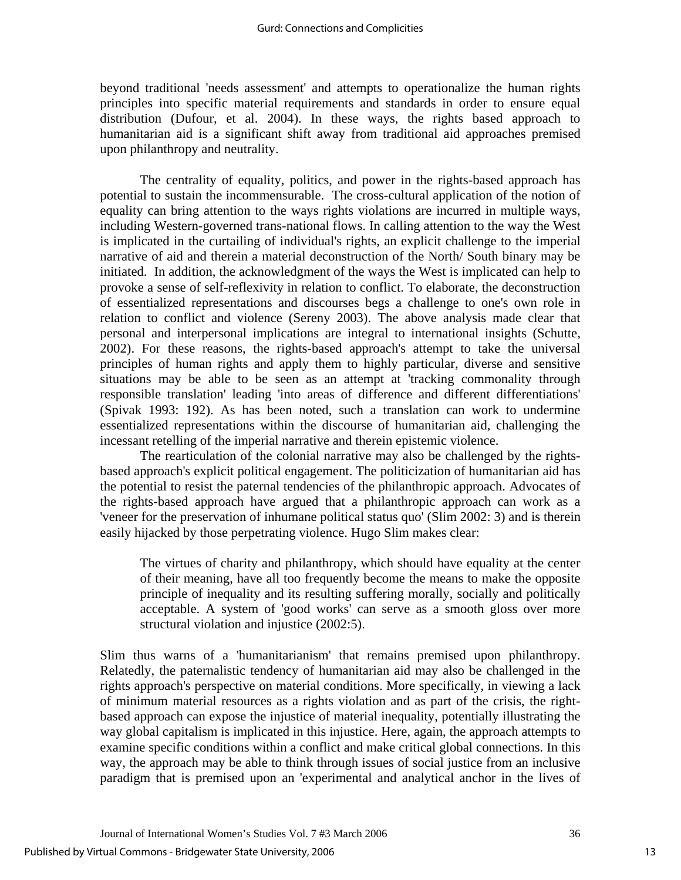beyond traditional 'needs assessment' and attempts to operationalize the human rights principles into specific material requirements and standards in order to ensure equal distribution (Dufour, et al. 2004). In these ways, the rights based approach to humanitarian aid is a significant shift away from traditional aid approaches premised upon philanthropy and neutrality.

The centrality of equality, politics, and power in the rights-based approach has potential to sustain the incommensurable. The cross-cultural application of the notion of equality can bring attention to the ways rights violations are incurred in multiple ways, including Western-governed trans-national flows. In calling attention to the way the West is implicated in the curtailing of individual's rights, an explicit challenge to the imperial narrative of aid and therein a material deconstruction of the North/ South binary may be initiated. In addition, the acknowledgment of the ways the West is implicated can help to provoke a sense of self-reflexivity in relation to conflict. To elaborate, the deconstruction of essentialized representations and discourses begs a challenge to one's own role in relation to conflict and violence (Sereny 2003). The above analysis made clear that personal and interpersonal implications are integral to international insights (Schutte, 2002). For these reasons, the rights-based approach's attempt to take the universal principles of human rights and apply them to highly particular, diverse and sensitive situations may be able to be seen as an attempt at 'tracking commonality through responsible translation' leading 'into areas of difference and different differentiations' (Spivak 1993: 192). As has been noted, such a translation can work to undermine essentialized representations within the discourse of humanitarian aid, challenging the incessant retelling of the imperial narrative and therein epistemic violence.

The rearticulation of the colonial narrative may also be challenged by the rights-based approach's explicit political engagement. The politicization of humanitarian aid has the potential to resist the paternal tendencies of the philanthropic approach. Advocates of the rights-based approach have argued that a philanthropic approach can work as a 'veneer for the preservation of inhumane political status quo' (Slim 2002: 3) and is therein easily hijacked by those perpetrating violence. Hugo Slim makes clear:

> The virtues of charity and philanthropy, which should have equality at the center of their meaning, have all too frequently become the means to make the opposite principle of inequality and its resulting suffering morally, socially and politically acceptable. A system of 'good works' can serve as a smooth gloss over more structural violation and injustice (2002:5).

Slim thus warns of a 'humanitarianism' that remains premised upon philanthropy. Relatedly, the paternalistic tendency of humanitarian aid may also be challenged in the rights approach's perspective on material conditions. More specifically, in viewing a lack of minimum material resources as a rights violation and as part of the crisis, the right-based approach can expose the injustice of material inequality, potentially illustrating the way global capitalism is implicated in this injustice. Here, again, the approach attempts to examine specific conditions within a conflict and make critical global connections. In this way, the approach may be able to think through issues of social justice from an inclusive paradigm that is premised upon an 'experimental and analytical anchor in the lives of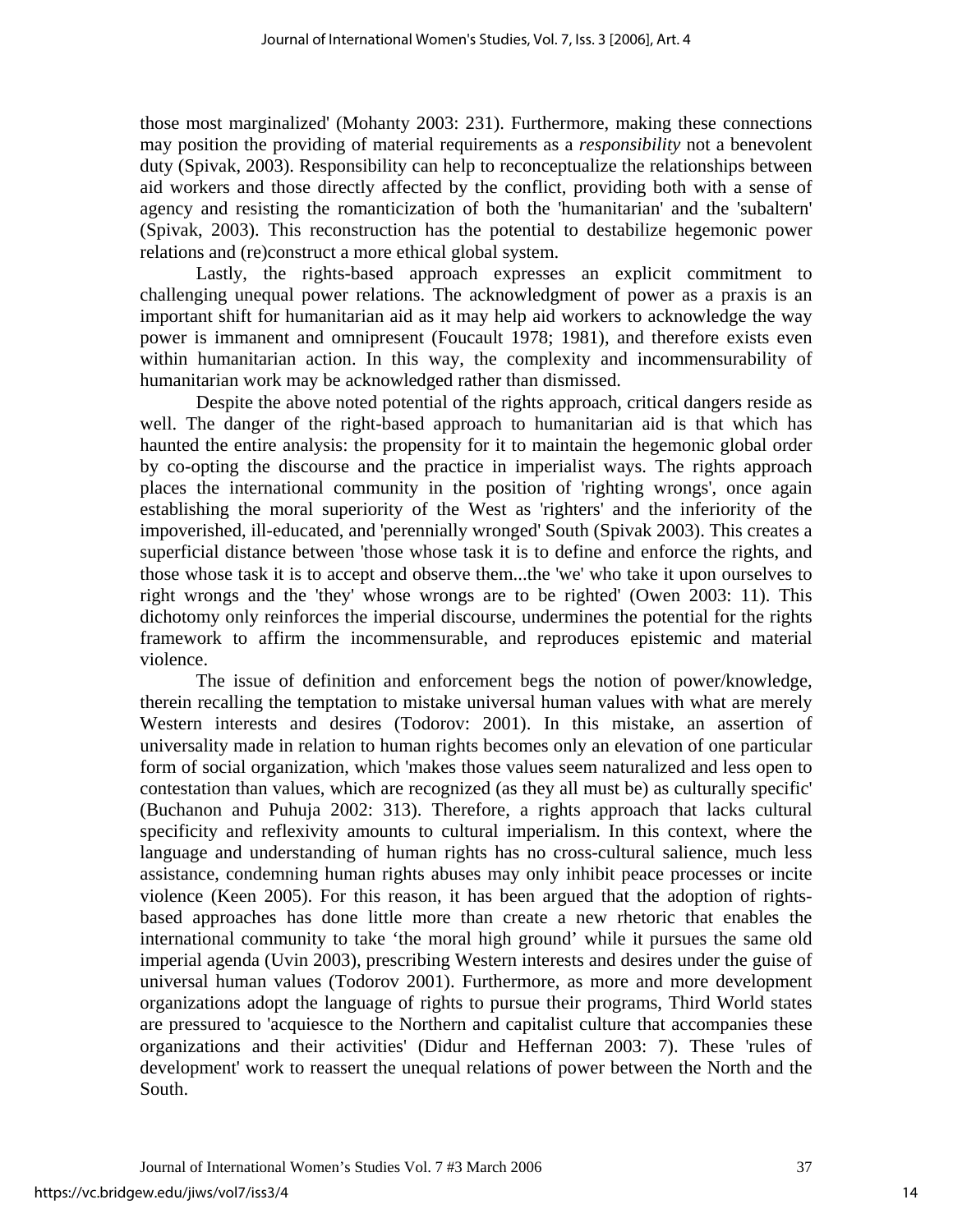those most marginalized' (Mohanty 2003: 231). Furthermore, making these connections may position the providing of material requirements as a *responsibility* not a benevolent duty (Spivak, 2003). Responsibility can help to reconceptualize the relationships between aid workers and those directly affected by the conflict, providing both with a sense of agency and resisting the romanticization of both the 'humanitarian' and the 'subaltern' (Spivak, 2003). This reconstruction has the potential to destabilize hegemonic power relations and (re)construct a more ethical global system.

Lastly, the rights-based approach expresses an explicit commitment to challenging unequal power relations. The acknowledgment of power as a praxis is an important shift for humanitarian aid as it may help aid workers to acknowledge the way power is immanent and omnipresent (Foucault 1978; 1981), and therefore exists even within humanitarian action. In this way, the complexity and incommensurability of humanitarian work may be acknowledged rather than dismissed.

Despite the above noted potential of the rights approach, critical dangers reside as well. The danger of the right-based approach to humanitarian aid is that which has haunted the entire analysis: the propensity for it to maintain the hegemonic global order by co-opting the discourse and the practice in imperialist ways. The rights approach places the international community in the position of 'righting wrongs', once again establishing the moral superiority of the West as 'righters' and the inferiority of the impoverished, ill-educated, and 'perennially wronged' South (Spivak 2003). This creates a superficial distance between 'those whose task it is to define and enforce the rights, and those whose task it is to accept and observe them...the 'we' who take it upon ourselves to right wrongs and the 'they' whose wrongs are to be righted' (Owen 2003: 11). This dichotomy only reinforces the imperial discourse, undermines the potential for the rights framework to affirm the incommensurable, and reproduces epistemic and material violence.

The issue of definition and enforcement begs the notion of power/knowledge, therein recalling the temptation to mistake universal human values with what are merely Western interests and desires (Todorov: 2001). In this mistake, an assertion of universality made in relation to human rights becomes only an elevation of one particular form of social organization, which 'makes those values seem naturalized and less open to contestation than values, which are recognized (as they all must be) as culturally specific' (Buchanon and Puhuja 2002: 313). Therefore, a rights approach that lacks cultural specificity and reflexivity amounts to cultural imperialism. In this context, where the language and understanding of human rights has no cross-cultural salience, much less assistance, condemning human rights abuses may only inhibit peace processes or incite violence (Keen 2005). For this reason, it has been argued that the adoption of rights-based approaches has done little more than create a new rhetoric that enables the international community to take 'the moral high ground' while it pursues the same old imperial agenda (Uvin 2003), prescribing Western interests and desires under the guise of universal human values (Todorov 2001). Furthermore, as more and more development organizations adopt the language of rights to pursue their programs, Third World states are pressured to 'acquiesce to the Northern and capitalist culture that accompanies these organizations and their activities' (Didur and Heffernan 2003: 7). These 'rules of development' work to reassert the unequal relations of power between the North and the South.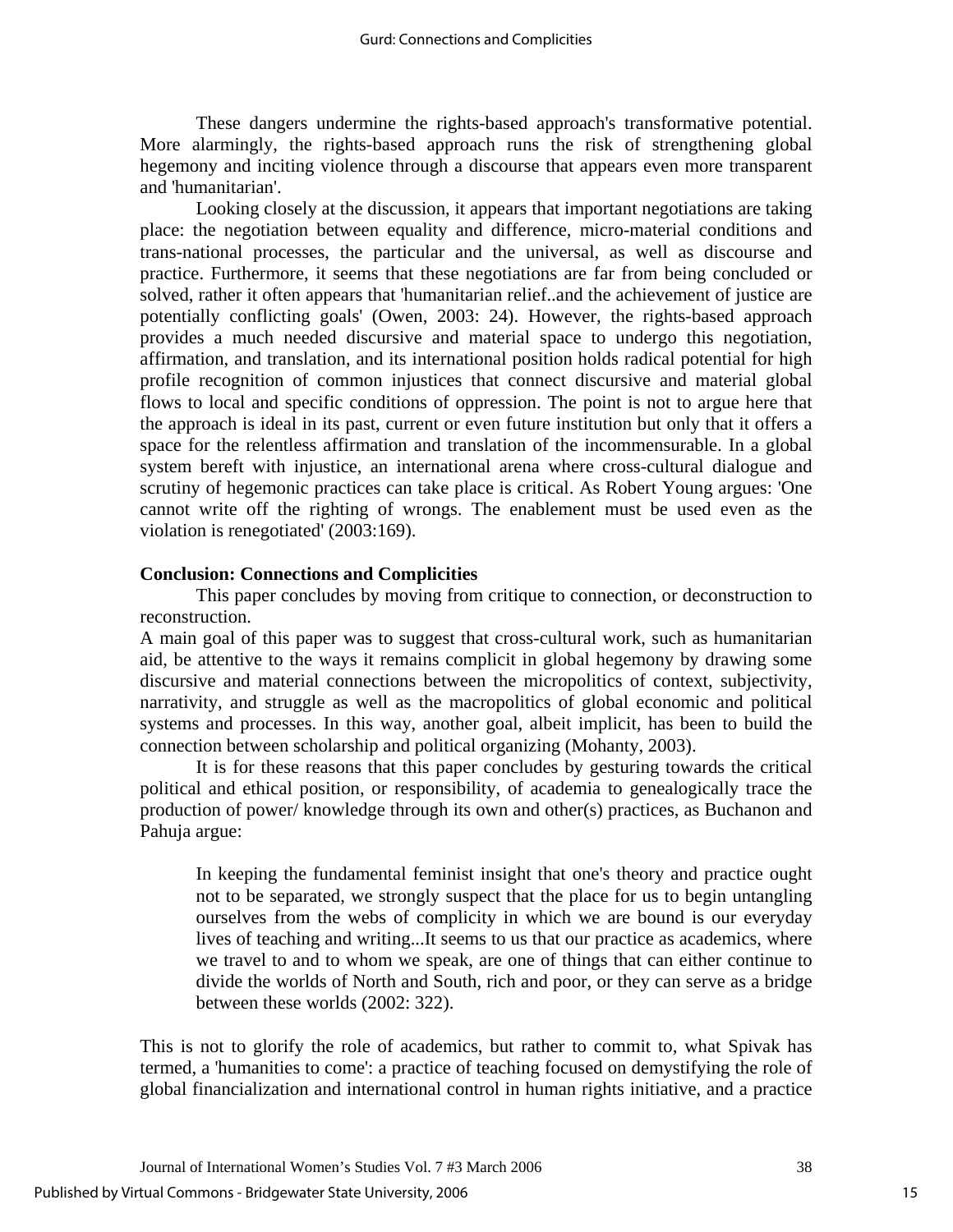These dangers undermine the rights-based approach's transformative potential. More alarmingly, the rights-based approach runs the risk of strengthening global hegemony and inciting violence through a discourse that appears even more transparent and 'humanitarian'.

Looking closely at the discussion, it appears that important negotiations are taking place: the negotiation between equality and difference, micro-material conditions and trans-national processes, the particular and the universal, as well as discourse and practice. Furthermore, it seems that these negotiations are far from being concluded or solved, rather it often appears that 'humanitarian relief..and the achievement of justice are potentially conflicting goals' (Owen, 2003: 24). However, the rights-based approach provides a much needed discursive and material space to undergo this negotiation, affirmation, and translation, and its international position holds radical potential for high profile recognition of common injustices that connect discursive and material global flows to local and specific conditions of oppression. The point is not to argue here that the approach is ideal in its past, current or even future institution but only that it offers a space for the relentless affirmation and translation of the incommensurable. In a global system bereft with injustice, an international arena where cross-cultural dialogue and scrutiny of hegemonic practices can take place is critical. As Robert Young argues: 'One cannot write off the righting of wrongs. The enablement must be used even as the violation is renegotiated' (2003:169).

**Conclusion: Connections and Complicities**

This paper concludes by moving from critique to connection, or deconstruction to reconstruction.

A main goal of this paper was to suggest that cross-cultural work, such as humanitarian aid, be attentive to the ways it remains complicit in global hegemony by drawing some discursive and material connections between the micropolitics of context, subjectivity, narrativity, and struggle as well as the macropolitics of global economic and political systems and processes. In this way, another goal, albeit implicit, has been to build the connection between scholarship and political organizing (Mohanty, 2003).

It is for these reasons that this paper concludes by gesturing towards the critical political and ethical position, or responsibility, of academia to genealogically trace the production of power/ knowledge through its own and other(s) practices, as Buchanon and Pahuja argue:

> In keeping the fundamental feminist insight that one's theory and practice ought not to be separated, we strongly suspect that the place for us to begin untangling ourselves from the webs of complicity in which we are bound is our everyday lives of teaching and writing...It seems to us that our practice as academics, where we travel to and to whom we speak, are one of things that can either continue to divide the worlds of North and South, rich and poor, or they can serve as a bridge between these worlds (2002: 322).

This is not to glorify the role of academics, but rather to commit to, what Spivak has termed, a 'humanities to come': a practice of teaching focused on demystifying the role of global financialization and international control in human rights initiative, and a practice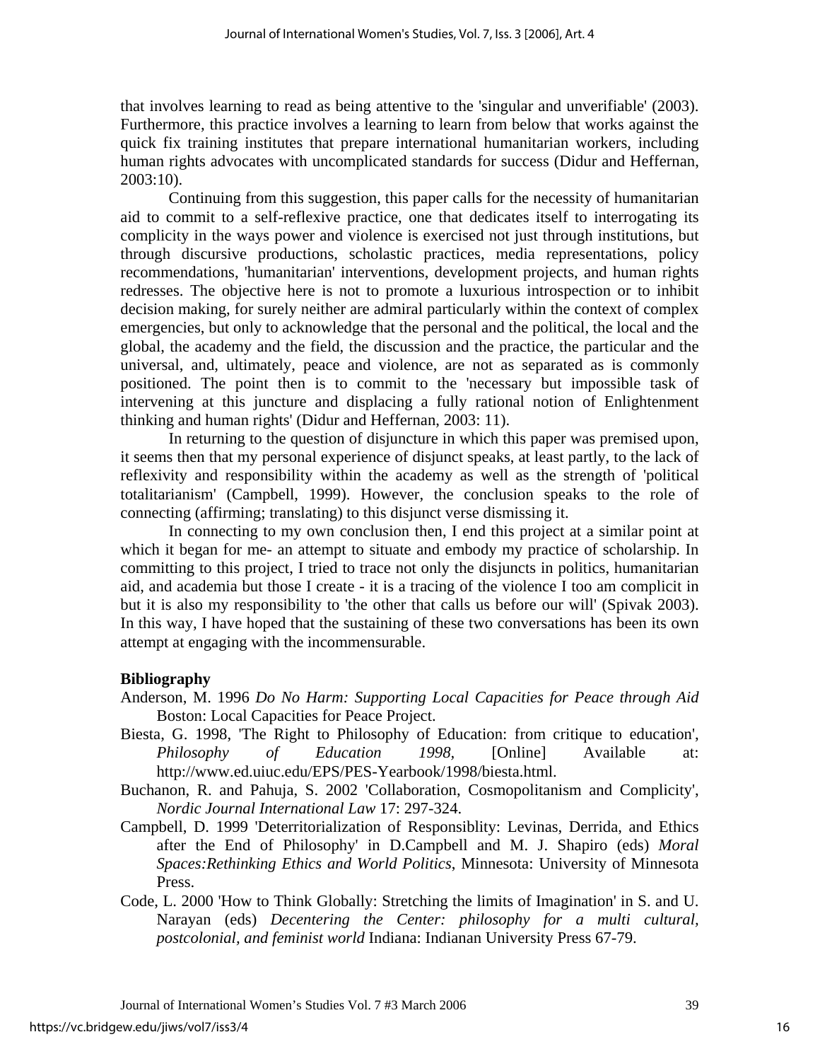that involves learning to read as being attentive to the 'singular and unverifiable' (2003). Furthermore, this practice involves a learning to learn from below that works against the quick fix training institutes that prepare international humanitarian workers, including human rights advocates with uncomplicated standards for success (Didur and Heffernan, 2003:10).

Continuing from this suggestion, this paper calls for the necessity of humanitarian aid to commit to a self-reflexive practice, one that dedicates itself to interrogating its complicity in the ways power and violence is exercised not just through institutions, but through discursive productions, scholastic practices, media representations, policy recommendations, 'humanitarian' interventions, development projects, and human rights redresses. The objective here is not to promote a luxurious introspection or to inhibit decision making, for surely neither are admiral particularly within the context of complex emergencies, but only to acknowledge that the personal and the political, the local and the global, the academy and the field, the discussion and the practice, the particular and the universal, and, ultimately, peace and violence, are not as separated as is commonly positioned. The point then is to commit to the 'necessary but impossible task of intervening at this juncture and displacing a fully rational notion of Enlightenment thinking and human rights' (Didur and Heffernan, 2003: 11).

In returning to the question of disjuncture in which this paper was premised upon, it seems then that my personal experience of disjunct speaks, at least partly, to the lack of reflexivity and responsibility within the academy as well as the strength of 'political totalitarianism' (Campbell, 1999). However, the conclusion speaks to the role of connecting (affirming; translating) to this disjunct verse dismissing it.

In connecting to my own conclusion then, I end this project at a similar point at which it began for me- an attempt to situate and embody my practice of scholarship. In committing to this project, I tried to trace not only the disjuncts in politics, humanitarian aid, and academia but those I create - it is a tracing of the violence I too am complicit in but it is also my responsibility to 'the other that calls us before our will' (Spivak 2003). In this way, I have hoped that the sustaining of these two conversations has been its own attempt at engaging with the incommensurable.

**Bibliography**

Anderson, M. 1996 *Do No Harm: Supporting Local Capacities for Peace through Aid* Boston: Local Capacities for Peace Project.

Biesta, G. 1998, 'The Right to Philosophy of Education: from critique to education', *Philosophy of Education 1998*, [Online] Available at: http://www.ed.uiuc.edu/EPS/PES-Yearbook/1998/biesta.html.

Buchanon, R. and Pahuja, S. 2002 'Collaboration, Cosmopolitanism and Complicity', *Nordic Journal International Law* 17: 297-324.

Campbell, D. 1999 'Deterritorialization of Responsiblity: Levinas, Derrida, and Ethics after the End of Philosophy' in D.Campbell and M. J. Shapiro (eds) *Moral Spaces:Rethinking Ethics and World Politics*, Minnesota: University of Minnesota Press.

Code, L. 2000 'How to Think Globally: Stretching the limits of Imagination' in S. and U. Narayan (eds) *Decentering the Center: philosophy for a multi cultural, postcolonial, and feminist world* Indiana: Indianan University Press 67-79.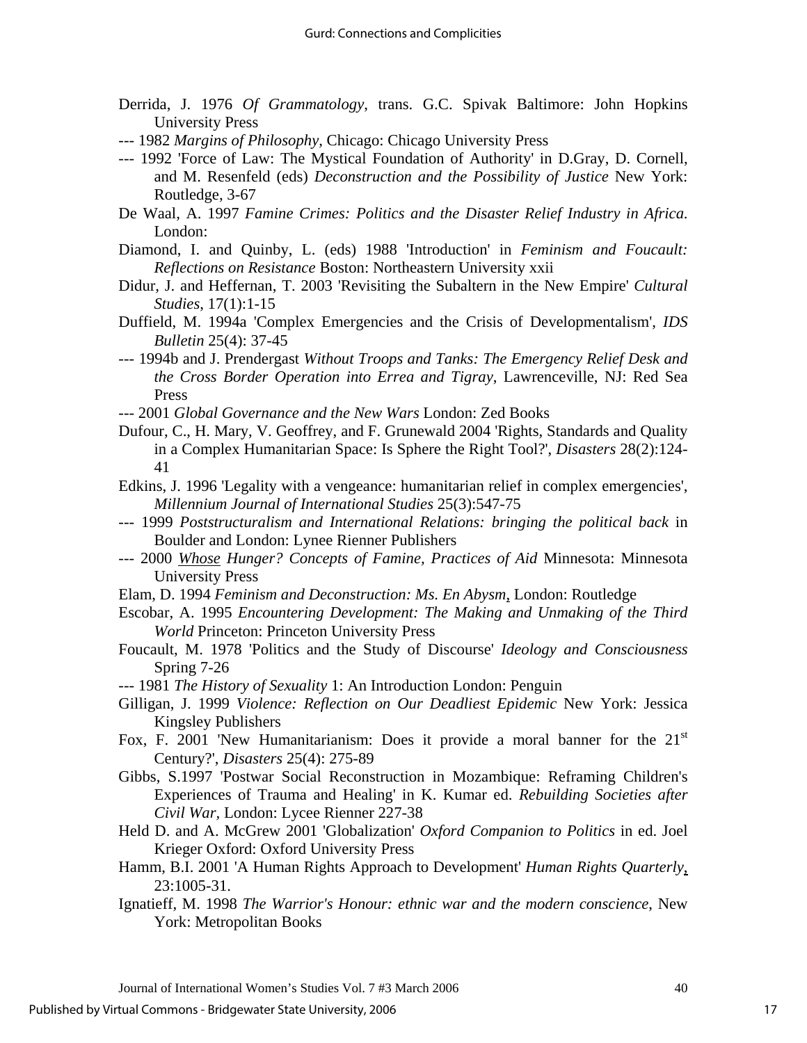Derrida, J. 1976 *Of Grammatology*, trans. G.C. Spivak Baltimore: John Hopkins University Press

--- 1982 *Margins of Philosophy*, Chicago: Chicago University Press

--- 1992 'Force of Law: The Mystical Foundation of Authority' in D.Gray, D. Cornell, and M. Resenfeld (eds) *Deconstruction and the Possibility of Justice* New York: Routledge, 3-67

De Waal, A. 1997 *Famine Crimes: Politics and the Disaster Relief Industry in Africa.* London:

Diamond, I. and Quinby, L. (eds) 1988 'Introduction' in *Feminism and Foucault: Reflections on Resistance* Boston: Northeastern University xxii

Didur, J. and Heffernan, T. 2003 'Revisiting the Subaltern in the New Empire' *Cultural Studies*, 17(1):1-15

Duffield, M. 1994a 'Complex Emergencies and the Crisis of Developmentalism', *IDS Bulletin* 25(4): 37-45

--- 1994b and J. Prendergast *Without Troops and Tanks: The Emergency Relief Desk and the Cross Border Operation into Errea and Tigray*, Lawrenceville, NJ: Red Sea Press

--- 2001 *Global Governance and the New Wars* London: Zed Books

Dufour, C., H. Mary, V. Geoffrey, and F. Grunewald 2004 'Rights, Standards and Quality in a Complex Humanitarian Space: Is Sphere the Right Tool?', *Disasters* 28(2):124-41

Edkins, J. 1996 'Legality with a vengeance: humanitarian relief in complex emergencies', *Millennium Journal of International Studies* 25(3):547-75

--- 1999 *Poststructuralism and International Relations: bringing the political back* in Boulder and London: Lynee Rienner Publishers

--- 2000 *Whose Hunger? Concepts of Famine, Practices of Aid* Minnesota: Minnesota University Press

Elam, D. 1994 *Feminism and Deconstruction: Ms. En Abysm*, London: Routledge

Escobar, A. 1995 *Encountering Development: The Making and Unmaking of the Third World* Princeton: Princeton University Press

Foucault, M. 1978 'Politics and the Study of Discourse' *Ideology and Consciousness* Spring 7-26

--- 1981 *The History of Sexuality* 1: An Introduction London: Penguin

Gilligan, J. 1999 *Violence: Reflection on Our Deadliest Epidemic* New York: Jessica Kingsley Publishers

Fox, F. 2001 'New Humanitarianism: Does it provide a moral banner for the 21st Century?', *Disasters* 25(4): 275-89

Gibbs, S.1997 'Postwar Social Reconstruction in Mozambique: Reframing Children's Experiences of Trauma and Healing' in K. Kumar ed. *Rebuilding Societies after Civil War*, London: Lycee Rienner 227-38

Held D. and A. McGrew 2001 'Globalization' *Oxford Companion to Politics* in ed. Joel Krieger Oxford: Oxford University Press

Hamm, B.I. 2001 'A Human Rights Approach to Development' *Human Rights Quarterly*, 23:1005-31.

Ignatieff, M. 1998 *The Warrior's Honour: ethnic war and the modern conscience*, New York: Metropolitan Books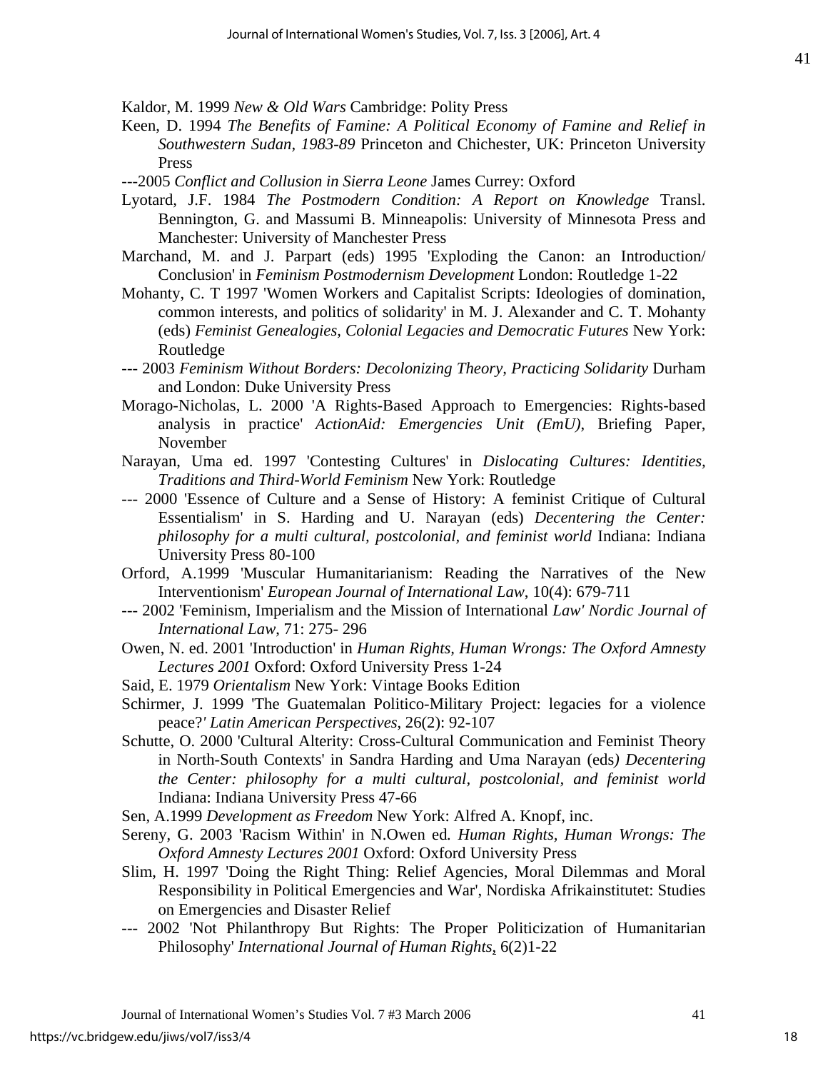Kaldor, M. 1999 *New & Old Wars* Cambridge: Polity Press

Keen, D. 1994 *The Benefits of Famine: A Political Economy of Famine and Relief in Southwestern Sudan, 1983-89* Princeton and Chichester, UK: Princeton University Press

---2005 *Conflict and Collusion in Sierra Leone* James Currey: Oxford

Lyotard, J.F. 1984 *The Postmodern Condition: A Report on Knowledge* Transl. Bennington, G. and Massumi B. Minneapolis: University of Minnesota Press and Manchester: University of Manchester Press

Marchand, M. and J. Parpart (eds) 1995 'Exploding the Canon: an Introduction/ Conclusion' in *Feminism Postmodernism Development* London: Routledge 1-22

Mohanty, C. T 1997 'Women Workers and Capitalist Scripts: Ideologies of domination, common interests, and politics of solidarity' in M. J. Alexander and C. T. Mohanty (eds) *Feminist Genealogies, Colonial Legacies and Democratic Futures* New York: Routledge

--- 2003 *Feminism Without Borders: Decolonizing Theory, Practicing Solidarity* Durham and London: Duke University Press

Morago-Nicholas, L. 2000 'A Rights-Based Approach to Emergencies: Rights-based analysis in practice' *ActionAid: Emergencies Unit (EmU)*, Briefing Paper, November

Narayan, Uma ed. 1997 'Contesting Cultures' in *Dislocating Cultures: Identities, Traditions and Third-World Feminism* New York: Routledge

--- 2000 'Essence of Culture and a Sense of History: A feminist Critique of Cultural Essentialism' in S. Harding and U. Narayan (eds) *Decentering the Center: philosophy for a multi cultural, postcolonial, and feminist world* Indiana: Indiana University Press 80-100

Orford, A.1999 'Muscular Humanitarianism: Reading the Narratives of the New Interventionism' *European Journal of International Law*, 10(4): 679-711

--- 2002 'Feminism, Imperialism and the Mission of International *Law' Nordic Journal of International Law*, 71: 275- 296

Owen, N. ed. 2001 'Introduction' in *Human Rights, Human Wrongs: The Oxford Amnesty Lectures 2001* Oxford: Oxford University Press 1-24

Said, E. 1979 *Orientalism* New York: Vintage Books Edition

Schirmer, J. 1999 'The Guatemalan Politico-Military Project: legacies for a violence peace?' *Latin American Perspectives*, 26(2): 92-107

Schutte, O. 2000 'Cultural Alterity: Cross-Cultural Communication and Feminist Theory in North-South Contexts' in Sandra Harding and Uma Narayan (eds) *Decentering the Center: philosophy for a multi cultural, postcolonial, and feminist world* Indiana: Indiana University Press 47-66

Sen, A.1999 *Development as Freedom* New York: Alfred A. Knopf, inc.

Sereny, G. 2003 'Racism Within' in N.Owen ed. *Human Rights, Human Wrongs: The Oxford Amnesty Lectures 2001* Oxford: Oxford University Press

Slim, H. 1997 'Doing the Right Thing: Relief Agencies, Moral Dilemmas and Moral Responsibility in Political Emergencies and War', Nordiska Afrikainstitutet: Studies on Emergencies and Disaster Relief

--- 2002 'Not Philanthropy But Rights: The Proper Politicization of Humanitarian Philosophy' *International Journal of Human Rights*, 6(2)1-22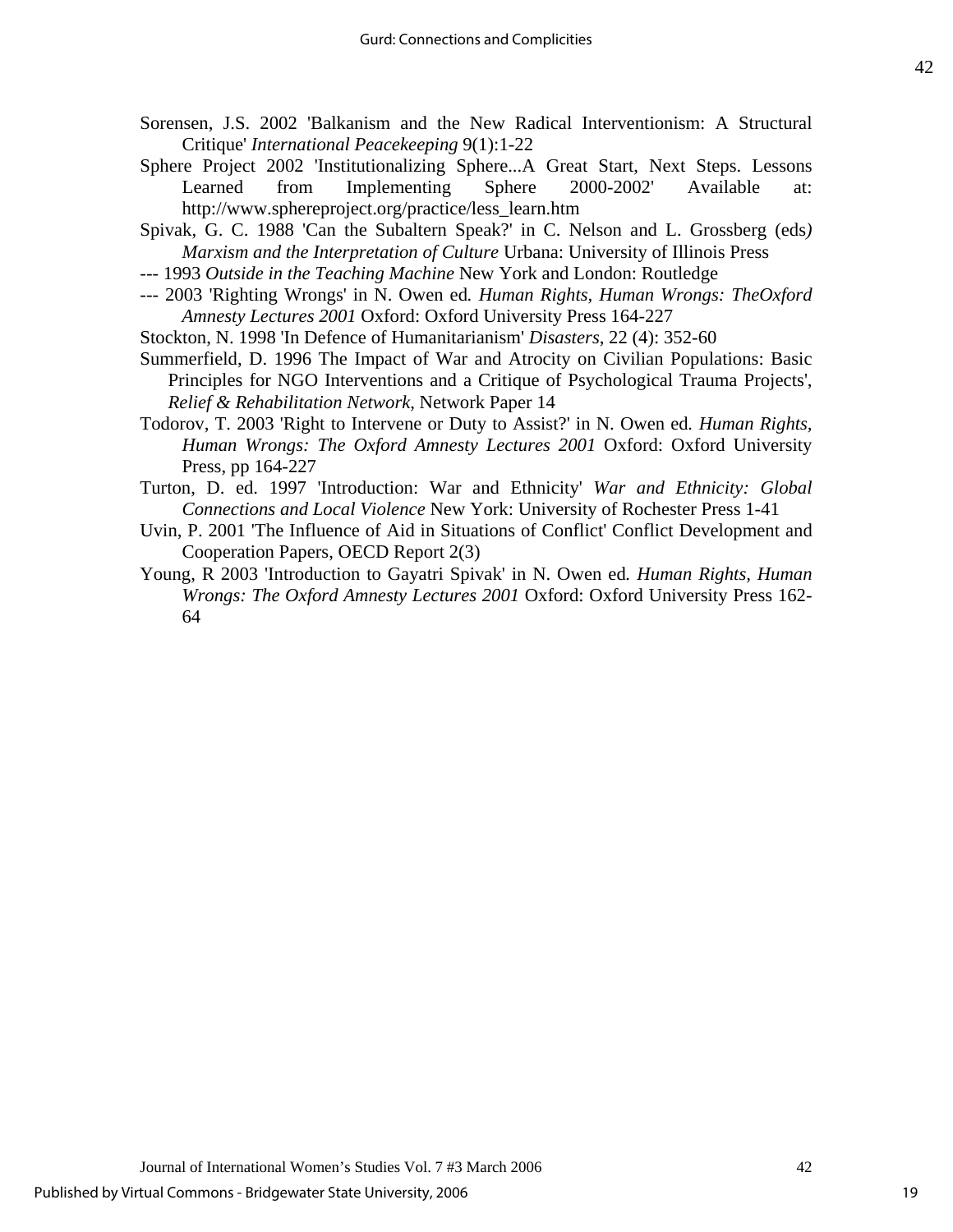Sorensen, J.S. 2002 'Balkanism and the New Radical Interventionism: A Structural Critique' *International Peacekeeping* 9(1):1-22

Sphere Project 2002 'Institutionalizing Sphere...A Great Start, Next Steps. Lessons Learned from Implementing Sphere 2000-2002' Available at: http://www.sphereproject.org/practice/less_learn.htm

Spivak, G. C. 1988 'Can the Subaltern Speak?' in C. Nelson and L. Grossberg (eds*)* *Marxism and the Interpretation of Culture* Urbana: University of Illinois Press

--- 1993 *Outside in the Teaching Machine* New York and London: Routledge

--- 2003 'Righting Wrongs' in N. Owen ed*. Human Rights, Human Wrongs: TheOxford Amnesty Lectures 2001* Oxford: Oxford University Press 164-227

Stockton, N. 1998 'In Defence of Humanitarianism' *Disasters*, 22 (4): 352-60

Summerfield, D. 1996 The Impact of War and Atrocity on Civilian Populations: Basic Principles for NGO Interventions and a Critique of Psychological Trauma Projects', *Relief & Rehabilitation Network*, Network Paper 14

Todorov, T. 2003 'Right to Intervene or Duty to Assist?' in N. Owen ed*. Human Rights, Human Wrongs: The Oxford Amnesty Lectures 2001* Oxford: Oxford University Press, pp 164-227

Turton, D. ed. 1997 'Introduction: War and Ethnicity' *War and Ethnicity: Global Connections and Local Violence* New York: University of Rochester Press 1-41

Uvin, P. 2001 'The Influence of Aid in Situations of Conflict' Conflict Development and Cooperation Papers, OECD Report 2(3)

Young, R 2003 'Introduction to Gayatri Spivak' in N. Owen ed*. Human Rights, Human Wrongs: The Oxford Amnesty Lectures 2001* Oxford: Oxford University Press 162-64